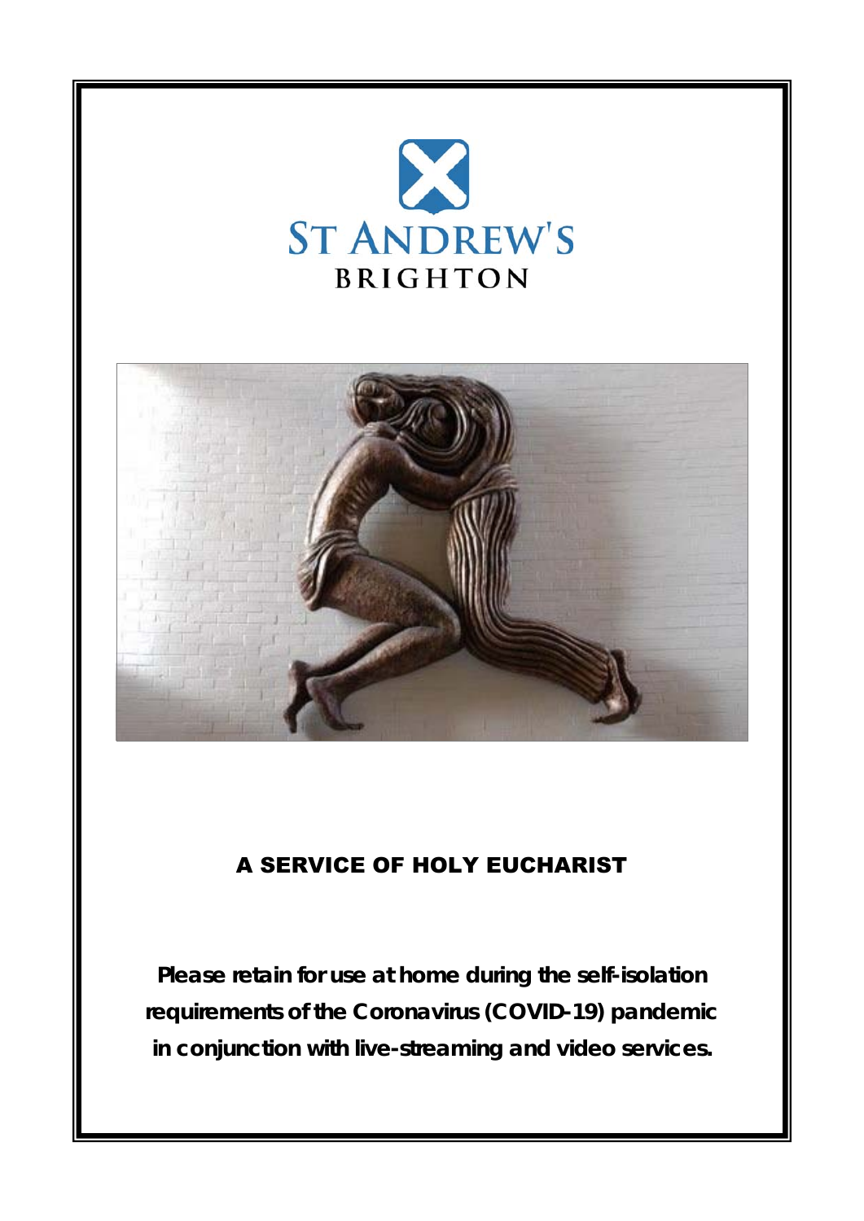ST ANDREW'S

BRIGHTON

# A SERVICE OF HOLY EUCHARIST

***Please retain for use at home during the self-isolation requirements of the Coronavirus (COVID-19) pandemic in conjunction with live-streaming and video services.***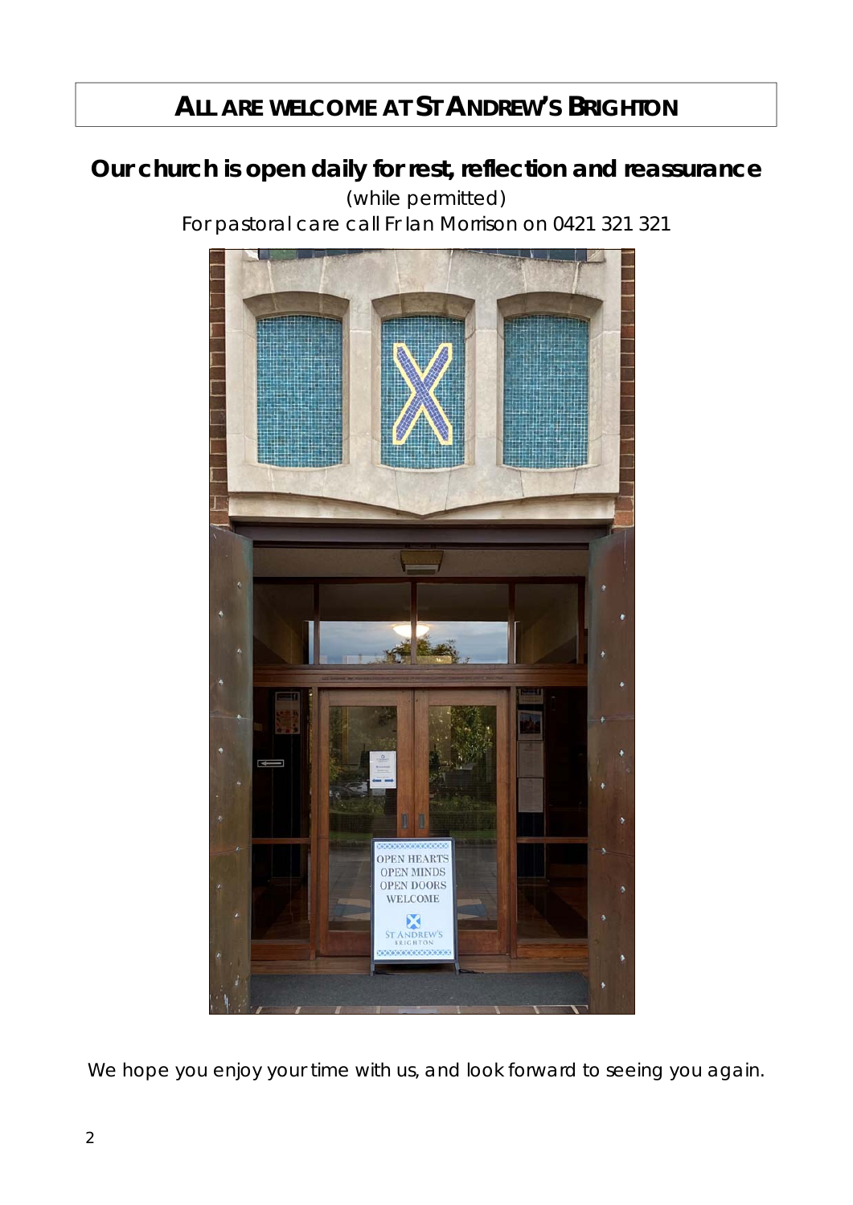# ALL ARE WELCOME AT ST ANDREW'S BRIGHTON

## Our church is open daily for rest, reflection and reassurance

(while permitted)

For pastoral care call Fr Ian Morrison on 0421 321 321

We hope you enjoy your time with us, and look forward to seeing you again.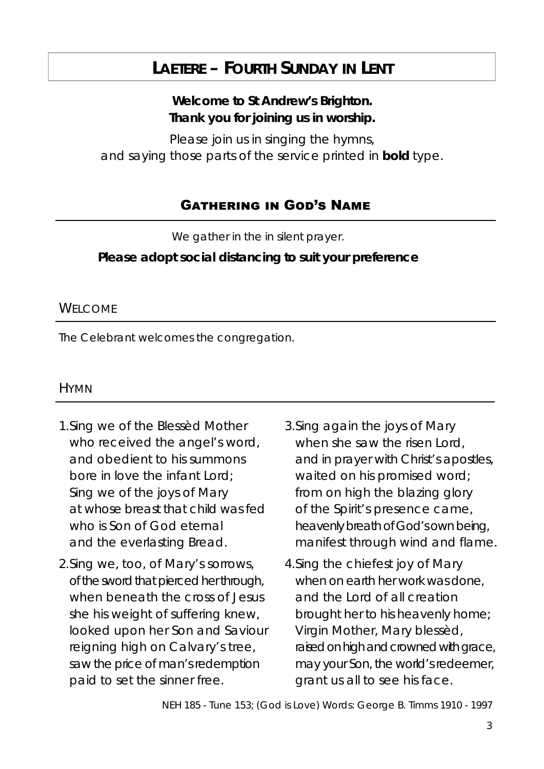# LAETERE – FOURTH SUNDAY IN LENT

**Welcome to St Andrew's Brighton.**
**Thank you for joining us in worship.**

Please join us in singing the hymns,
and saying those parts of the service printed in **bold** type.

## GATHERING IN GOD'S NAME

*We gather in the in silent prayer.*

**Please adopt social distancing to suit your preference**

### WELCOME

*The Celebrant welcomes the congregation.*

### HYMN

1. Sing we of the Blessèd Mother
   who received the angel's word,
   and obedient to his summons
   bore in love the infant Lord;
   Sing we of the joys of Mary
   at whose breast that child was fed
   who is Son of God eternal
   and the everlasting Bread.

2. Sing we, too, of Mary's sorrows,
   of the sword that pierced her through,
   when beneath the cross of Jesus
   she his weight of suffering knew,
   looked upon her Son and Saviour
   reigning high on Calvary's tree,
   saw the price of man's redemption
   paid to set the sinner free.

3. Sing again the joys of Mary
   when she saw the risen Lord,
   and in prayer with Christ's apostles,
   waited on his promised word;
   from on high the blazing glory
   of the Spirit's presence came,
   heavenly breath of God's own being,
   manifest through wind and flame.

4. Sing the chiefest joy of Mary
   when on earth her work was done,
   and the Lord of all creation
   brought her to his heavenly home;
   Virgin Mother, Mary blessèd,
   raised on high and crowned with grace,
   may your Son, the world's redeemer,
   grant us all to see his face.

*NEH 185 - Tune 153; (God is Love) Words: George B. Timms 1910 - 1997*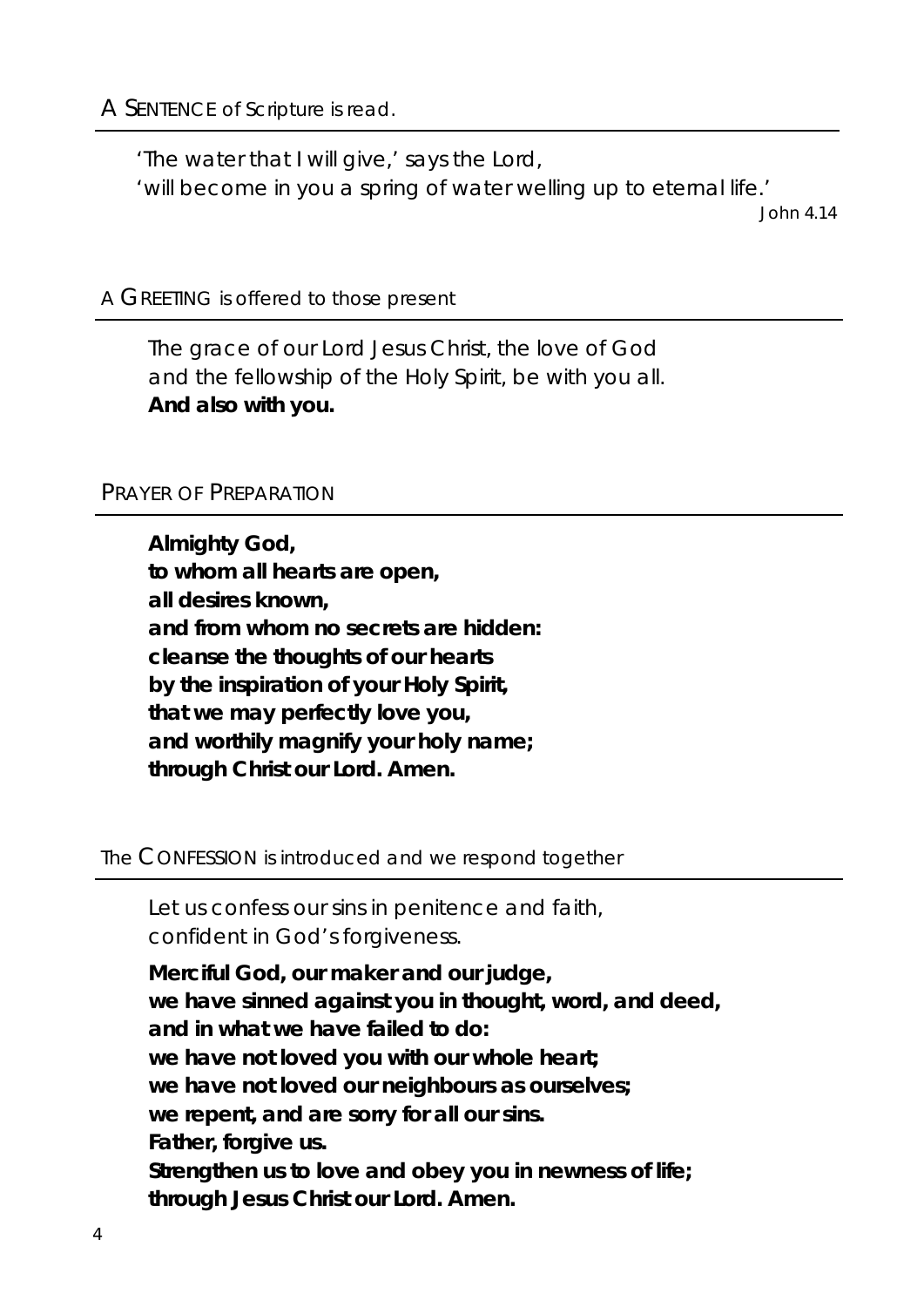A SENTENCE *of Scripture is read.*

'The water that I will give,' says the Lord,
'will become in you a spring of water welling up to eternal life.'

*John 4.14*

A GREETING *is offered to those present*

The grace of our Lord Jesus Christ, the love of God
and the fellowship of the Holy Spirit, be with you all.
**And also with you.**

PRAYER OF PREPARATION

**Almighty God,**
**to whom all hearts are open,**
**all desires known,**
**and from whom no secrets are hidden:**
**cleanse the thoughts of our hearts**
**by the inspiration of your Holy Spirit,**
**that we may perfectly love you,**
**and worthily magnify your holy name;**
**through Christ our Lord. Amen.**

*The* CONFESSION *is introduced and we respond together*

Let us confess our sins in penitence and faith,
confident in God's forgiveness.

**Merciful God, our maker and our judge,**
**we have sinned against you in thought, word, and deed,**
**and in what we have failed to do:**
**we have not loved you with our whole heart;**
**we have not loved our neighbours as ourselves;**
**we repent, and are sorry for all our sins.**
**Father, forgive us.**
**Strengthen us to love and obey you in newness of life;**
**through Jesus Christ our Lord. Amen.**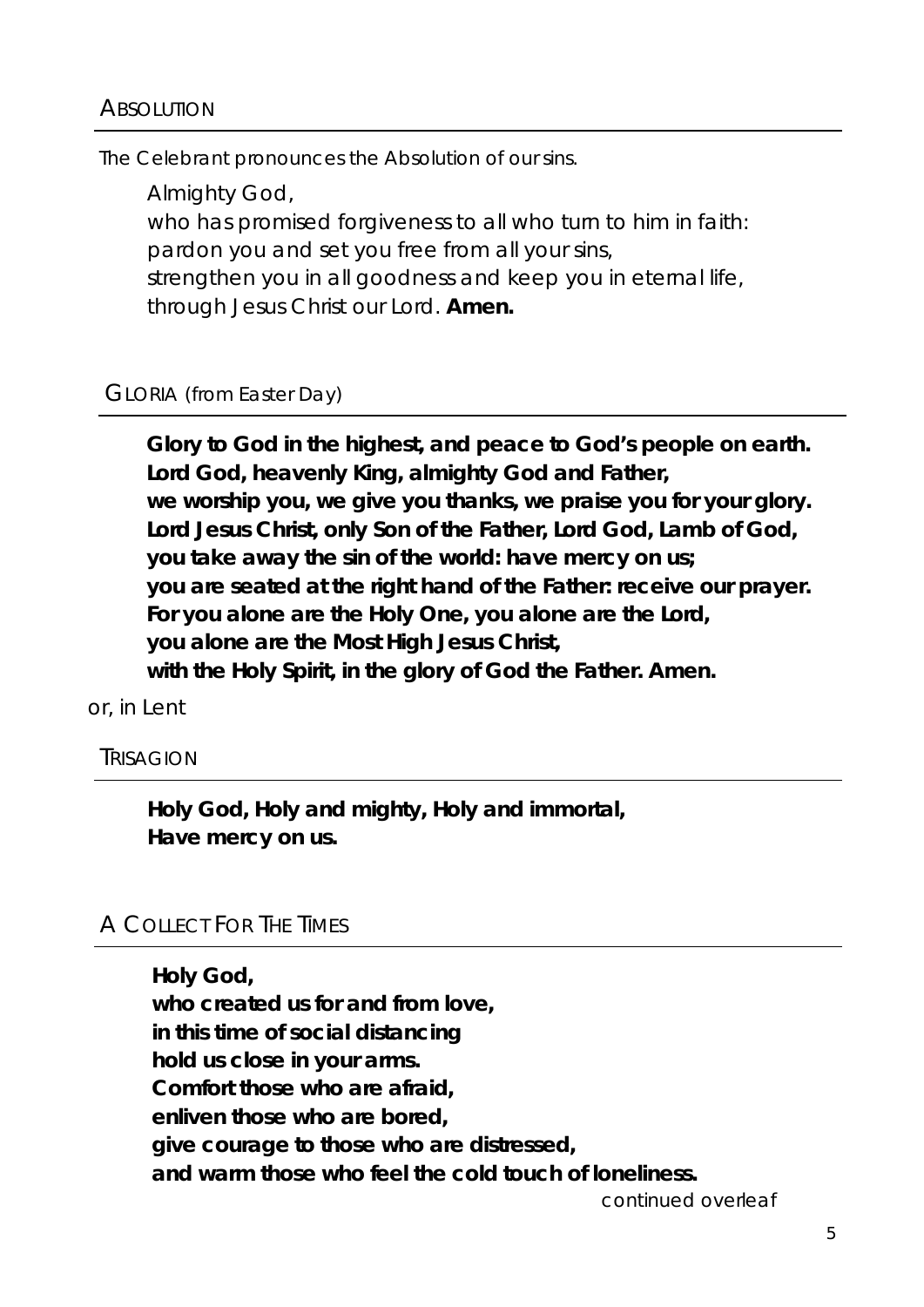## ABSOLUTION

*The Celebrant pronounces the Absolution of our sins.*

Almighty God,
who has promised forgiveness to all who turn to him in faith:
pardon you and set you free from all your sins,
strengthen you in all goodness and keep you in eternal life,
through Jesus Christ our Lord. **Amen.**

## GLORIA *(from Easter Day)*

**Glory to God in the highest, and peace to God's people on earth.**
**Lord God, heavenly King, almighty God and Father,**
**we worship you, we give you thanks, we praise you for your glory.**
**Lord Jesus Christ, only Son of the Father, Lord God, Lamb of God,**
**you take away the sin of the world: have mercy on us;**
**you are seated at the right hand of the Father: receive our prayer.**
**For you alone are the Holy One, you alone are the Lord,**
**you alone are the Most High Jesus Christ,**
**with the Holy Spirit, in the glory of God the Father. Amen.**

*or, in Lent*

## TRISAGION

**Holy God, Holy and mighty, Holy and immortal,**
**Have mercy on us.**

## A COLLECT FOR THE TIMES

**Holy God,**
**who created us for and from love,**
**in this time of social distancing**
**hold us close in your arms.**
**Comfort those who are afraid,**
**enliven those who are bored,**
**give courage to those who are distressed,**
**and warm those who feel the cold touch of loneliness.**

*continued overleaf*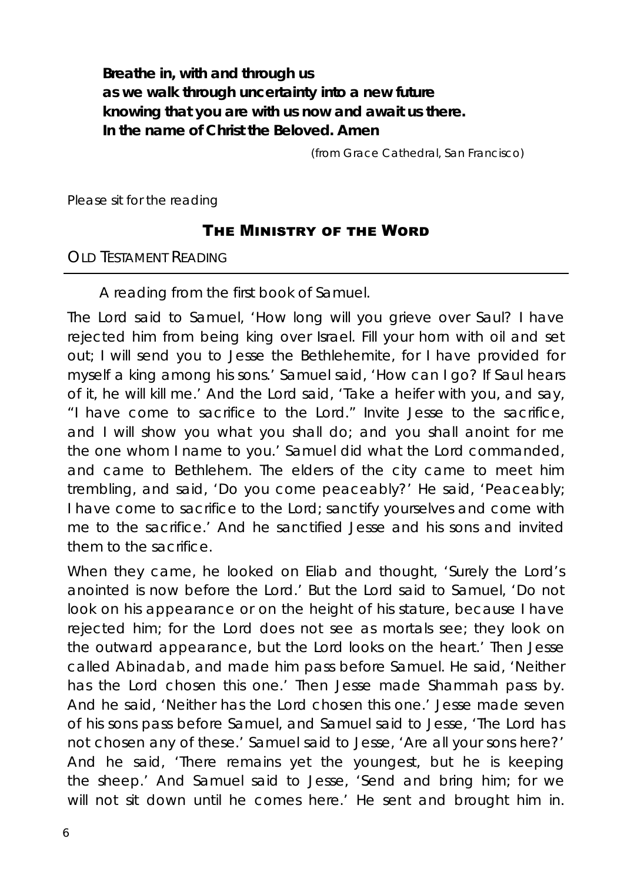**Breathe in, with and through us**
**as we walk through uncertainty into a new future**
**knowing that you are with us now and await us there.**
**In the name of Christ the Beloved. Amen**

*(from Grace Cathedral, San Francisco)*

*Please sit for the reading*

## The Ministry of the Word

### Old Testament Reading

*A reading from the first book of Samuel.*

The Lord said to Samuel, 'How long will you grieve over Saul? I have rejected him from being king over Israel. Fill your horn with oil and set out; I will send you to Jesse the Bethlehemite, for I have provided for myself a king among his sons.' Samuel said, 'How can I go? If Saul hears of it, he will kill me.' And the Lord said, 'Take a heifer with you, and say, "I have come to sacrifice to the Lord." Invite Jesse to the sacrifice, and I will show you what you shall do; and you shall anoint for me the one whom I name to you.' Samuel did what the Lord commanded, and came to Bethlehem. The elders of the city came to meet him trembling, and said, 'Do you come peaceably?' He said, 'Peaceably; I have come to sacrifice to the Lord; sanctify yourselves and come with me to the sacrifice.' And he sanctified Jesse and his sons and invited them to the sacrifice.

When they came, he looked on Eliab and thought, 'Surely the Lord's anointed is now before the Lord.' But the Lord said to Samuel, 'Do not look on his appearance or on the height of his stature, because I have rejected him; for the Lord does not see as mortals see; they look on the outward appearance, but the Lord looks on the heart.' Then Jesse called Abinadab, and made him pass before Samuel. He said, 'Neither has the Lord chosen this one.' Then Jesse made Shammah pass by. And he said, 'Neither has the Lord chosen this one.' Jesse made seven of his sons pass before Samuel, and Samuel said to Jesse, 'The Lord has not chosen any of these.' Samuel said to Jesse, 'Are all your sons here?' And he said, 'There remains yet the youngest, but he is keeping the sheep.' And Samuel said to Jesse, 'Send and bring him; for we will not sit down until he comes here.' He sent and brought him in.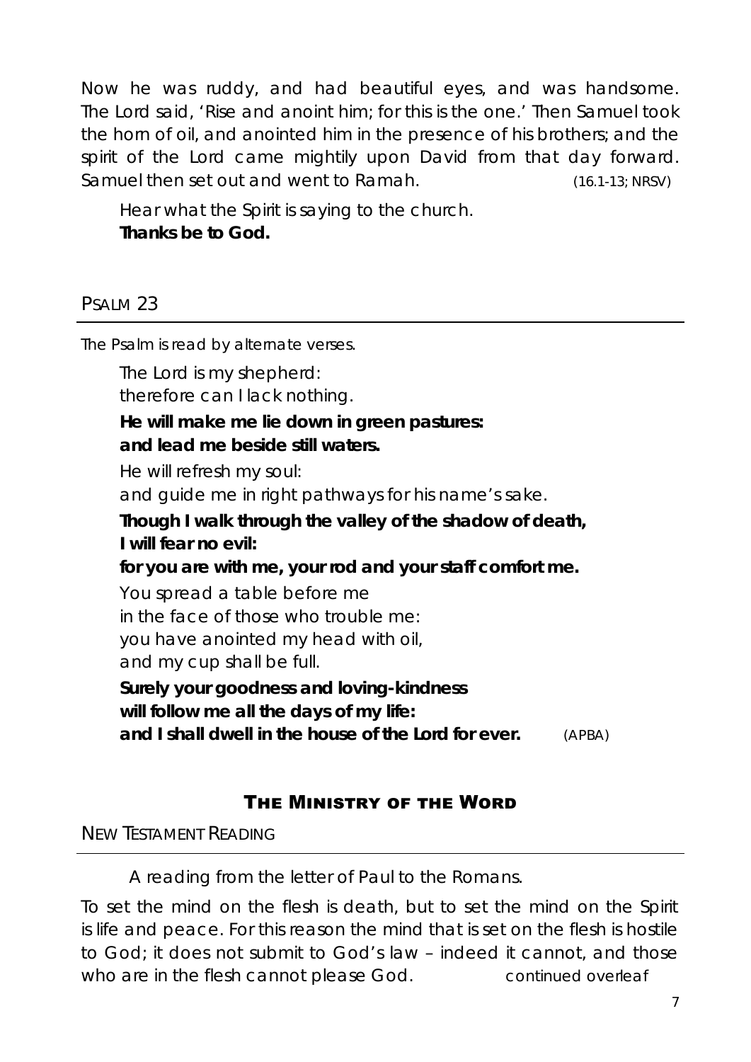Now he was ruddy, and had beautiful eyes, and was handsome. The Lord said, 'Rise and anoint him; for this is the one.' Then Samuel took the horn of oil, and anointed him in the presence of his brothers; and the spirit of the Lord came mightily upon David from that day forward. Samuel then set out and went to Ramah. (16.1-13; NRSV)

Hear what the Spirit is saying to the church.
**Thanks be to God.**

## PSALM 23

*The Psalm is read by alternate verses.*

The Lord is my shepherd:
therefore can I lack nothing.

**He will make me lie down in green pastures:
and lead me beside still waters.**

He will refresh my soul:
and guide me in right pathways for his name's sake.

**Though I walk through the valley of the shadow of death,
I will fear no evil:
for you are with me, your rod and your staff comfort me.**

You spread a table before me
in the face of those who trouble me:
you have anointed my head with oil,
and my cup shall be full.

**Surely your goodness and loving-kindness
will follow me all the days of my life:
and I shall dwell in the house of the Lord for ever.** (APBA)

# THE MINISTRY OF THE WORD

## NEW TESTAMENT READING

A reading from the letter of Paul to the Romans.

To set the mind on the flesh is death, but to set the mind on the Spirit is life and peace. For this reason the mind that is set on the flesh is hostile to God; it does not submit to God's law – indeed it cannot, and those who are in the flesh cannot please God. *continued overleaf*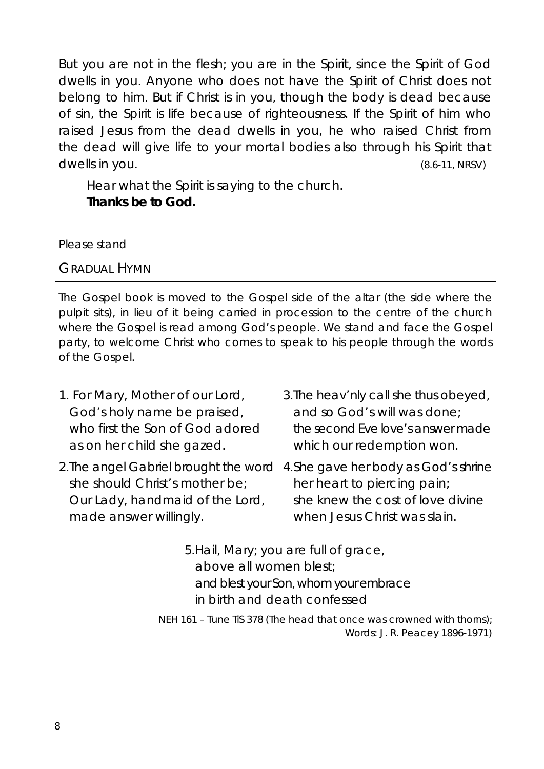But you are not in the flesh; you are in the Spirit, since the Spirit of God dwells in you. Anyone who does not have the Spirit of Christ does not belong to him. But if Christ is in you, though the body is dead because of sin, the Spirit is life because of righteousness. If the Spirit of him who raised Jesus from the dead dwells in you, he who raised Christ from the dead will give life to your mortal bodies also through his Spirit that dwells in you. (8.6-11, NRSV)

> Hear what the Spirit is saying to the church.
> **Thanks be to God.**

*Please stand*

## GRADUAL HYMN

*The Gospel book is moved to the Gospel side of the altar (the side where the pulpit sits), in lieu of it being carried in procession to the centre of the church where the Gospel is read among God's people. We stand and face the Gospel party, to welcome Christ who comes to speak to his people through the words of the Gospel.*

1. For Mary, Mother of our Lord,
   God's holy name be praised,
   who first the Son of God adored
   as on her child she gazed.

2. The angel Gabriel brought the word
   she should Christ's mother be;
   Our Lady, handmaid of the Lord,
   made answer willingly.

3. The heav'nly call she thus obeyed,
   and so God's will was done;
   the second Eve love's answer made
   which our redemption won.

4. She gave her body as God's shrine
   her heart to piercing pain;
   she knew the cost of love divine
   when Jesus Christ was slain.

5. Hail, Mary; you are full of grace,
   above all women blest;
   and blest your Son, whom your embrace
   in birth and death confessed

*NEH 161 – Tune TiS 378 (The head that once was crowned with thorns); Words: J. R. Peacey 1896-1971)*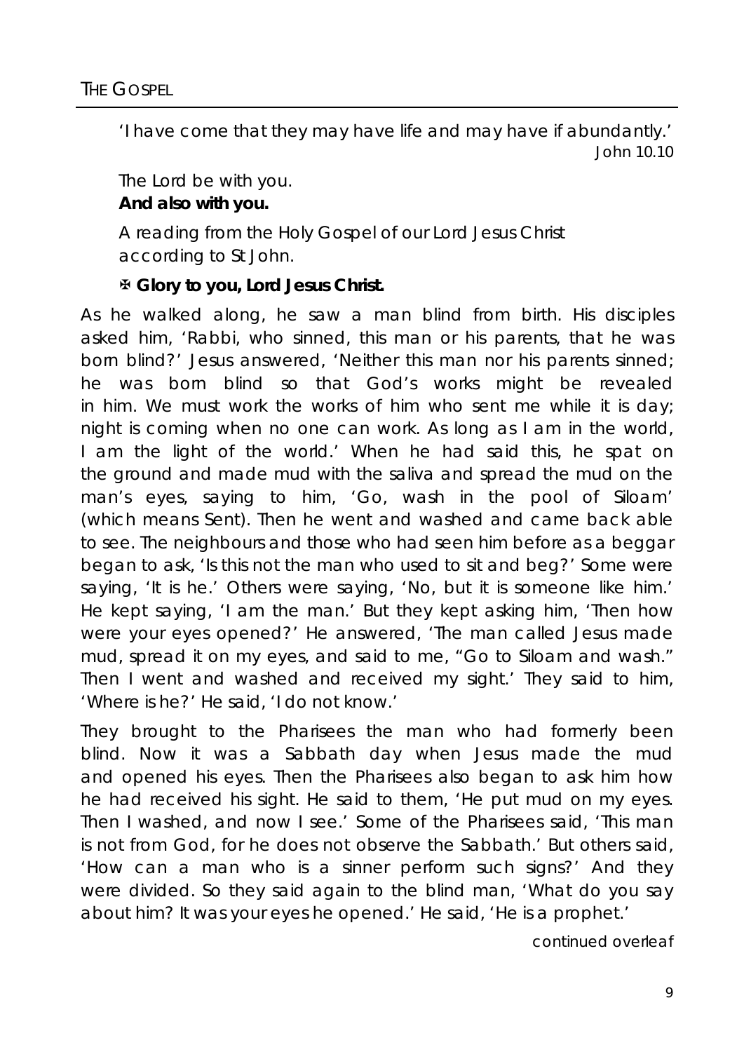# THE GOSPEL

'I have come that they may have life and may have if abundantly.'
John 10.10

The Lord be with you.
**And also with you.**

A reading from the Holy Gospel of our Lord Jesus Christ according to St John.

✠ **Glory to you, Lord Jesus Christ.**

As he walked along, he saw a man blind from birth. His disciples asked him, 'Rabbi, who sinned, this man or his parents, that he was born blind?' Jesus answered, 'Neither this man nor his parents sinned; he was born blind so that God's works might be revealed in him. We must work the works of him who sent me while it is day; night is coming when no one can work. As long as I am in the world, I am the light of the world.' When he had said this, he spat on the ground and made mud with the saliva and spread the mud on the man's eyes, saying to him, 'Go, wash in the pool of Siloam' (which means Sent). Then he went and washed and came back able to see. The neighbours and those who had seen him before as a beggar began to ask, 'Is this not the man who used to sit and beg?' Some were saying, 'It is he.' Others were saying, 'No, but it is someone like him.' He kept saying, 'I am the man.' But they kept asking him, 'Then how were your eyes opened?' He answered, 'The man called Jesus made mud, spread it on my eyes, and said to me, "Go to Siloam and wash." Then I went and washed and received my sight.' They said to him, 'Where is he?' He said, 'I do not know.'

They brought to the Pharisees the man who had formerly been blind. Now it was a Sabbath day when Jesus made the mud and opened his eyes. Then the Pharisees also began to ask him how he had received his sight. He said to them, 'He put mud on my eyes. Then I washed, and now I see.' Some of the Pharisees said, 'This man is not from God, for he does not observe the Sabbath.' But others said, 'How can a man who is a sinner perform such signs?' And they were divided. So they said again to the blind man, 'What do you say about him? It was your eyes he opened.' He said, 'He is a prophet.'

continued overleaf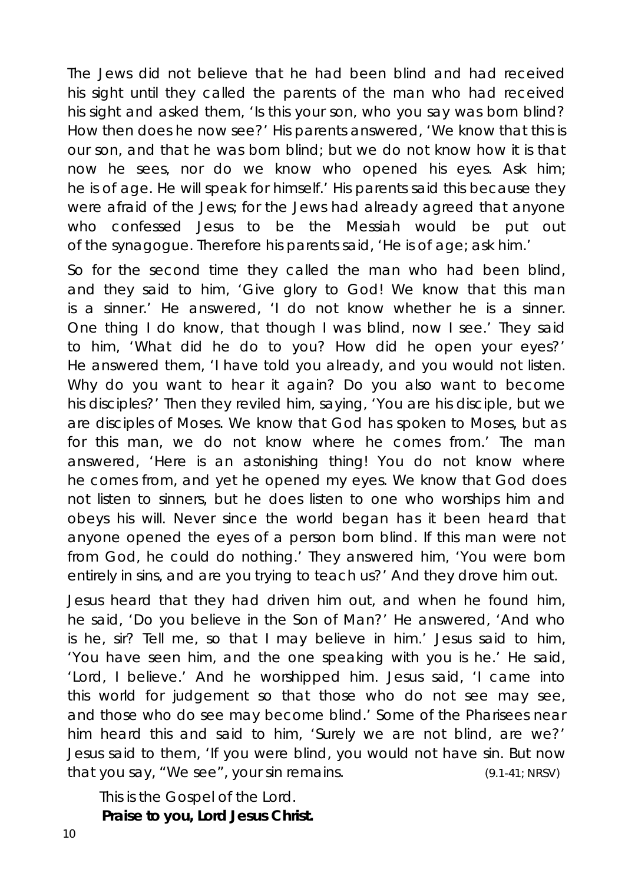The Jews did not believe that he had been blind and had received his sight until they called the parents of the man who had received his sight and asked them, 'Is this your son, who you say was born blind? How then does he now see?' His parents answered, 'We know that this is our son, and that he was born blind; but we do not know how it is that now he sees, nor do we know who opened his eyes. Ask him; he is of age. He will speak for himself.' His parents said this because they were afraid of the Jews; for the Jews had already agreed that anyone who confessed Jesus to be the Messiah would be put out of the synagogue. Therefore his parents said, 'He is of age; ask him.'

So for the second time they called the man who had been blind, and they said to him, 'Give glory to God! We know that this man is a sinner.' He answered, 'I do not know whether he is a sinner. One thing I do know, that though I was blind, now I see.' They said to him, 'What did he do to you? How did he open your eyes?' He answered them, 'I have told you already, and you would not listen. Why do you want to hear it again? Do you also want to become his disciples?' Then they reviled him, saying, 'You are his disciple, but we are disciples of Moses. We know that God has spoken to Moses, but as for this man, we do not know where he comes from.' The man answered, 'Here is an astonishing thing! You do not know where he comes from, and yet he opened my eyes. We know that God does not listen to sinners, but he does listen to one who worships him and obeys his will. Never since the world began has it been heard that anyone opened the eyes of a person born blind. If this man were not from God, he could do nothing.' They answered him, 'You were born entirely in sins, and are you trying to teach us?' And they drove him out.

Jesus heard that they had driven him out, and when he found him, he said, 'Do you believe in the Son of Man?' He answered, 'And who is he, sir? Tell me, so that I may believe in him.' Jesus said to him, 'You have seen him, and the one speaking with you is he.' He said, 'Lord, I believe.' And he worshipped him. Jesus said, 'I came into this world for judgement so that those who do not see may see, and those who do see may become blind.' Some of the Pharisees near him heard this and said to him, 'Surely we are not blind, are we?' Jesus said to them, 'If you were blind, you would not have sin. But now that you say, "We see", your sin remains. (9.1-41; NRSV)

This is the Gospel of the Lord.
**Praise to you, Lord Jesus Christ.**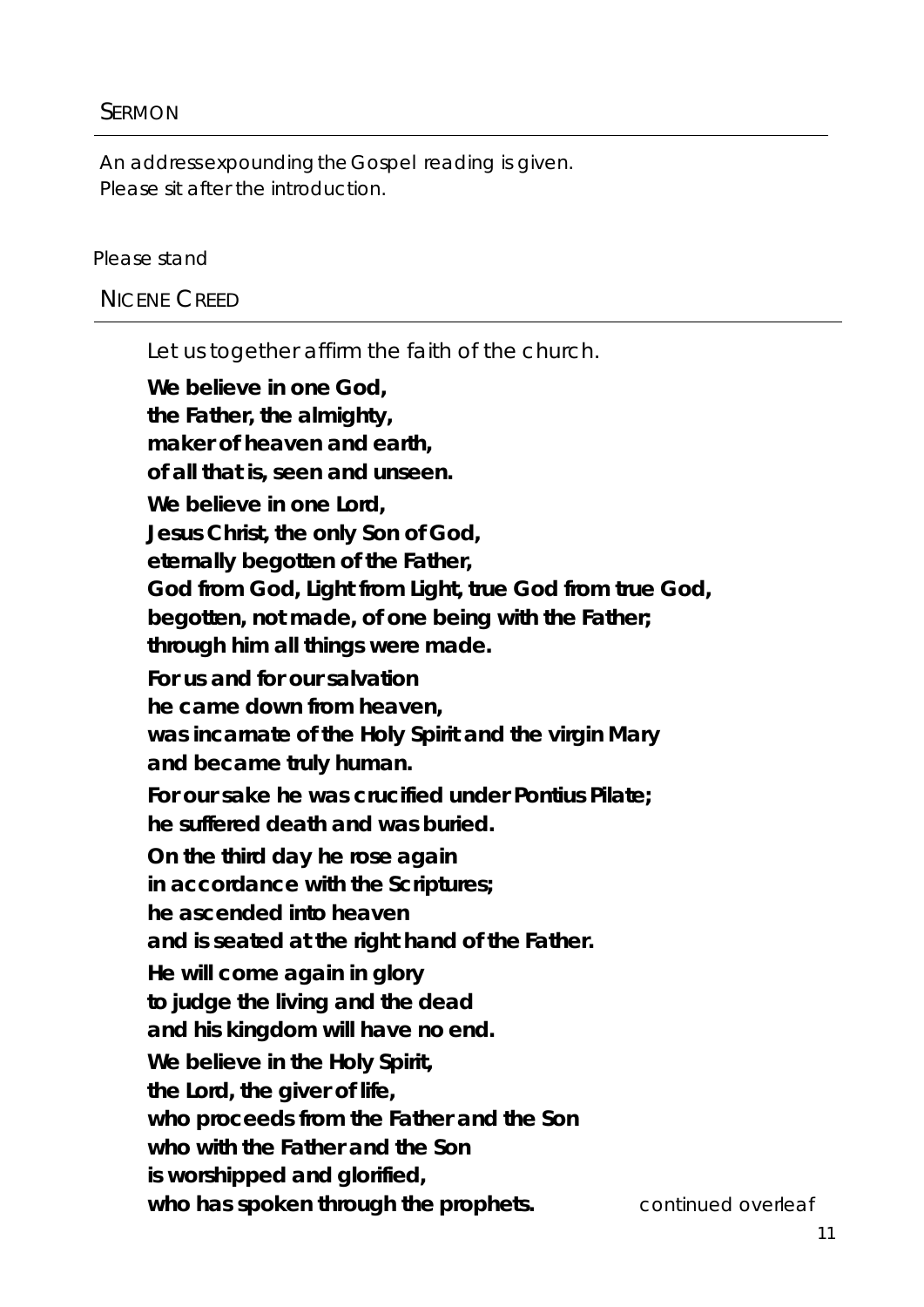## SERMON

*An address expounding the Gospel reading is given.*
*Please sit after the introduction.*

*Please stand*

## NICENE CREED

Let us together affirm the faith of the church.

**We believe in one God,**
**the Father, the almighty,**
**maker of heaven and earth,**
**of all that is, seen and unseen.**

**We believe in one Lord,**
**Jesus Christ, the only Son of God,**
**eternally begotten of the Father,**
**God from God, Light from Light, true God from true God,**
**begotten, not made, of one being with the Father;**
**through him all things were made.**

**For us and for our salvation**
**he came down from heaven,**
**was incarnate of the Holy Spirit and the virgin Mary**
**and became truly human.**

**For our sake he was crucified under Pontius Pilate;**
**he suffered death and was buried.**

**On the third day he rose again**
**in accordance with the Scriptures;**
**he ascended into heaven**
**and is seated at the right hand of the Father.**

**He will come again in glory**
**to judge the living and the dead**
**and his kingdom will have no end.**

**We believe in the Holy Spirit,**
**the Lord, the giver of life,**
**who proceeds from the Father and the Son**
**who with the Father and the Son**
**is worshipped and glorified,**
**who has spoken through the prophets.**

*continued overleaf*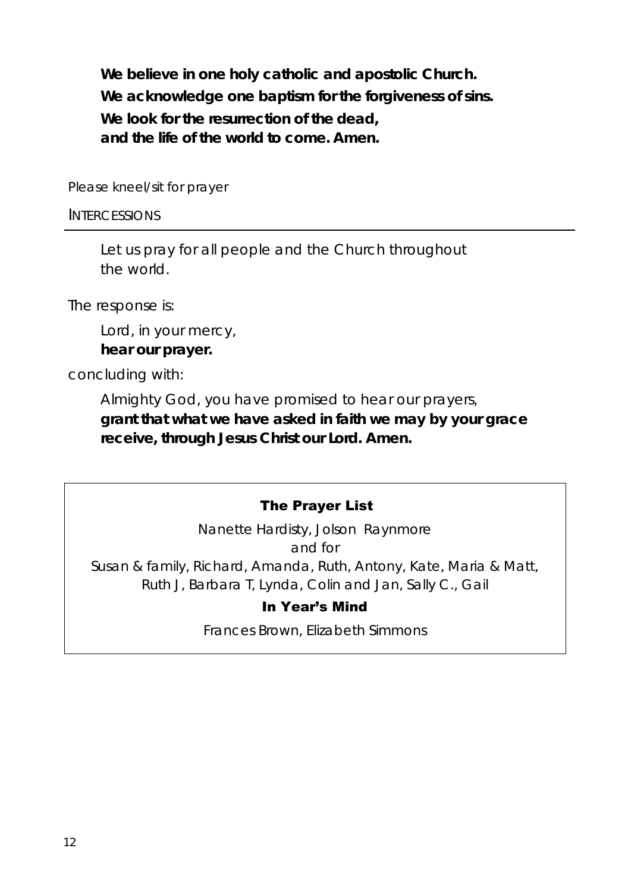**We believe in one holy catholic and apostolic Church.**
**We acknowledge one baptism for the forgiveness of sins.**
**We look for the resurrection of the dead,**
**and the life of the world to come. Amen.**

*Please kneel/sit for prayer*

INTERCESSIONS

---

Let us pray for all people and the Church throughout the world.

The response is:

Lord, in your mercy,
**hear our prayer.**

concluding with:

Almighty God, you have promised to hear our prayers,
**grant that what we have asked in faith we may by your grace receive, through Jesus Christ our Lord. Amen.**

---

**The Prayer List**

Nanette Hardisty, Jolson Raynmore
and for
Susan & family, Richard, Amanda, Ruth, Antony, Kate, Maria & Matt, Ruth J, Barbara T, Lynda, Colin and Jan, Sally C., Gail

**In Year's Mind**

Frances Brown, Elizabeth Simmons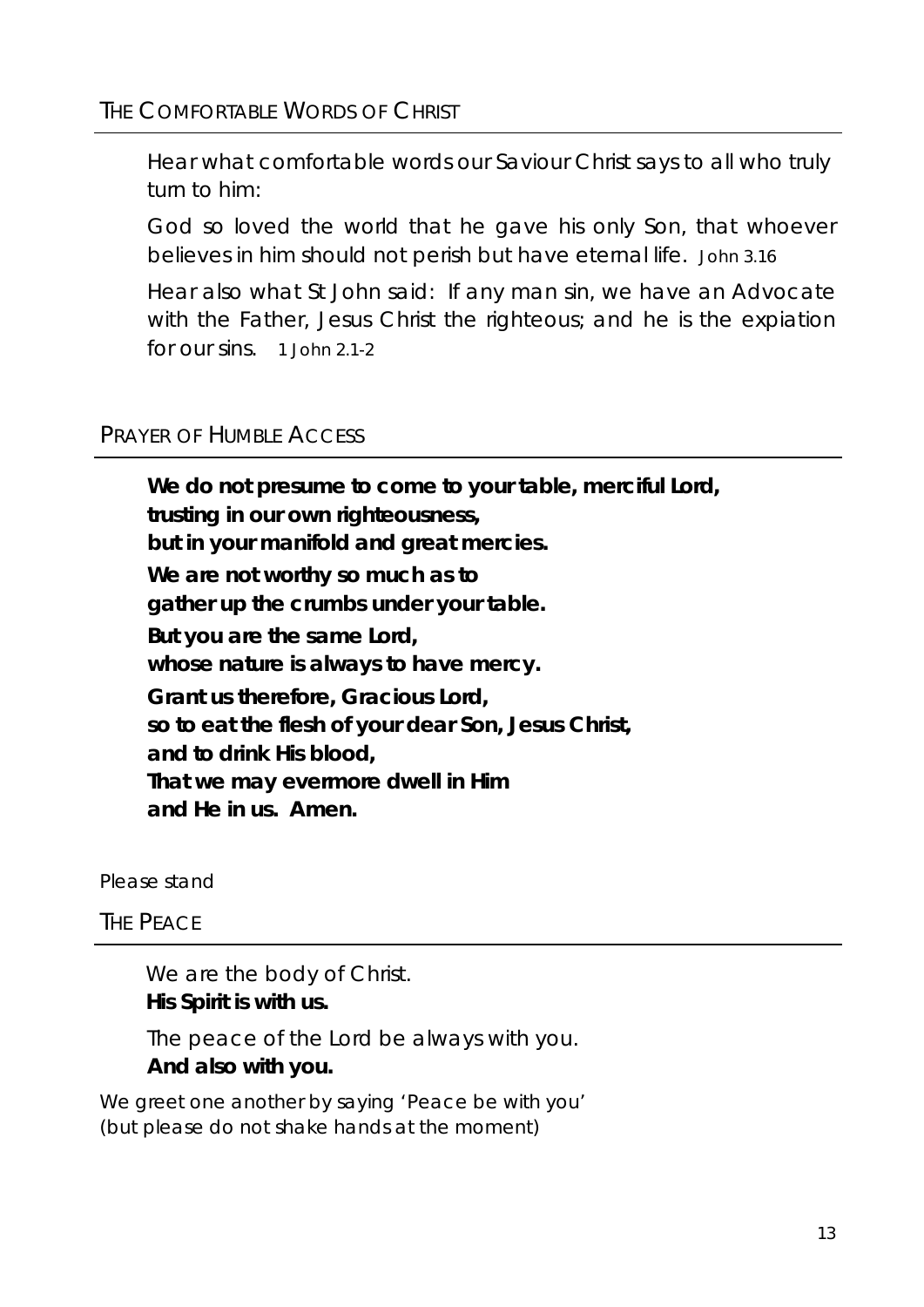## THE COMFORTABLE WORDS OF CHRIST

Hear what comfortable words our Saviour Christ says to all who truly turn to him:

God so loved the world that he gave his only Son, that whoever believes in him should not perish but have eternal life. John 3.16

Hear also what St John said: If any man sin, we have an Advocate with the Father, Jesus Christ the righteous; and he is the expiation for our sins. 1 John 2.1-2

## PRAYER OF HUMBLE ACCESS

**We do not presume to come to your table, merciful Lord,**
**trusting in our own righteousness,**
**but in your manifold and great mercies.**
**We are not worthy so much as to**
**gather up the crumbs under your table.**
**But you are the same Lord,**
**whose nature is always to have mercy.**
**Grant us therefore, Gracious Lord,**
**so to eat the flesh of your dear Son, Jesus Christ,**
**and to drink His blood,**
**That we may evermore dwell in Him**
**and He in us. Amen.**

*Please stand*

## THE PEACE

We are the body of Christ.
**His Spirit is with us.**

The peace of the Lord be always with you.
**And also with you.**

*We greet one another by saying 'Peace be with you' (but please do not shake hands at the moment)*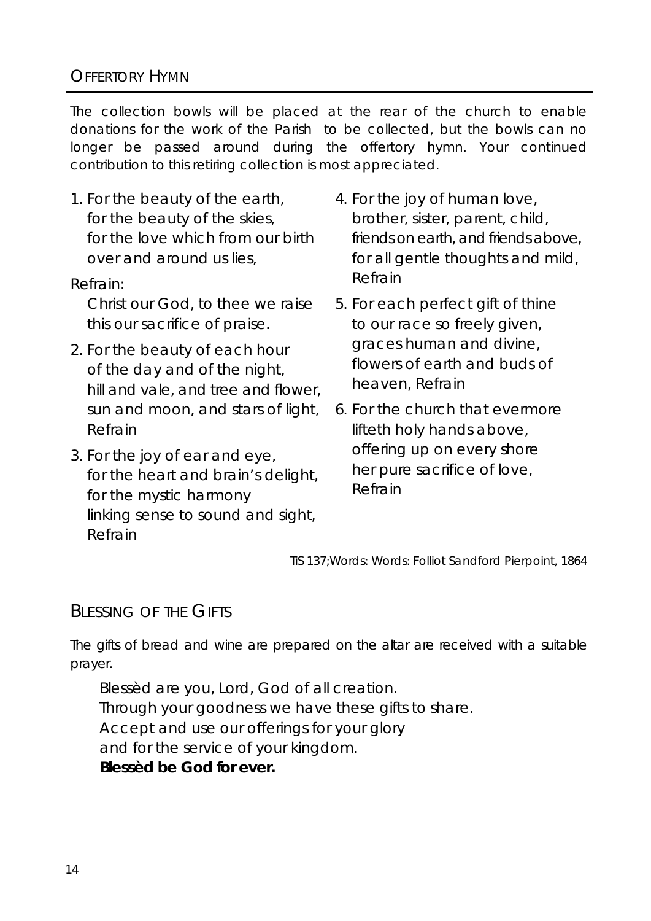## OFFERTORY HYMN

*The collection bowls will be placed at the rear of the church to enable donations for the work of the Parish to be collected, but the bowls can no longer be passed around during the offertory hymn. Your continued contribution to this retiring collection is most appreciated.*

1. For the beauty of the earth,  
for the beauty of the skies,  
for the love which from our birth  
over and around us lies,

Refrain:  
Christ our God, to thee we raise  
this our sacrifice of praise.

2. For the beauty of each hour  
of the day and of the night,  
hill and vale, and tree and flower,  
sun and moon, and stars of light,  
Refrain

3. For the joy of ear and eye,  
for the heart and brain's delight,  
for the mystic harmony  
linking sense to sound and sight,  
Refrain

4. For the joy of human love,  
brother, sister, parent, child,  
friends on earth, and friends above,  
for all gentle thoughts and mild,  
Refrain

5. For each perfect gift of thine  
to our race so freely given,  
graces human and divine,  
flowers of earth and buds of heaven, Refrain

6. For the church that evermore  
lifteth holy hands above,  
offering up on every shore  
her pure sacrifice of love,  
Refrain

*TiS 137;Words: Words: Folliot Sandford Pierpoint, 1864*

## BLESSING OF THE GIFTS

*The gifts of bread and wine are prepared on the altar are received with a suitable prayer.*

Blessèd are you, Lord, God of all creation.  
Through your goodness we have these gifts to share.  
Accept and use our offerings for your glory  
and for the service of your kingdom.  
**Blessèd be God for ever.**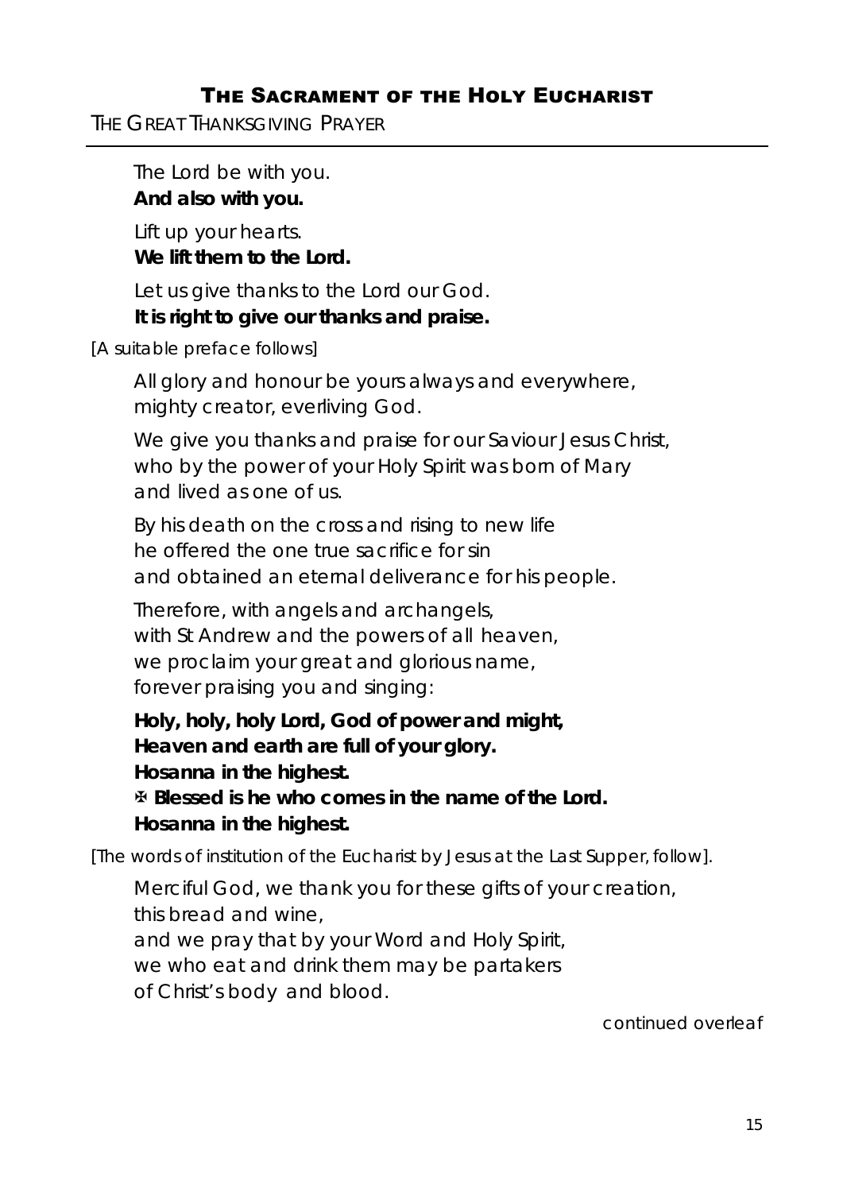## The Sacrament of the Holy Eucharist

### The Great Thanksgiving Prayer

The Lord be with you.
**And also with you.**

Lift up your hearts.
**We lift them to the Lord.**

Let us give thanks to the Lord our God.
**It is right to give our thanks and praise.**

*[A suitable preface follows]*

All glory and honour be yours always and everywhere,
mighty creator, everliving God.

We give you thanks and praise for our Saviour Jesus Christ,
who by the power of your Holy Spirit was born of Mary
and lived as one of us.

By his death on the cross and rising to new life
he offered the one true sacrifice for sin
and obtained an eternal deliverance for his people.

Therefore, with angels and archangels,
with St Andrew and the powers of all heaven,
we proclaim your great and glorious name,
forever praising you and singing:

**Holy, holy, holy Lord, God of power and might,**
**Heaven and earth are full of your glory.**
**Hosanna in the highest.**
**✠ Blessed is he who comes in the name of the Lord.**
**Hosanna in the highest.**

*[The words of institution of the Eucharist by Jesus at the Last Supper, follow].*

Merciful God, we thank you for these gifts of your creation,
this bread and wine,
and we pray that by your Word and Holy Spirit,
we who eat and drink them may be partakers
of Christ's body and blood.

*continued overleaf*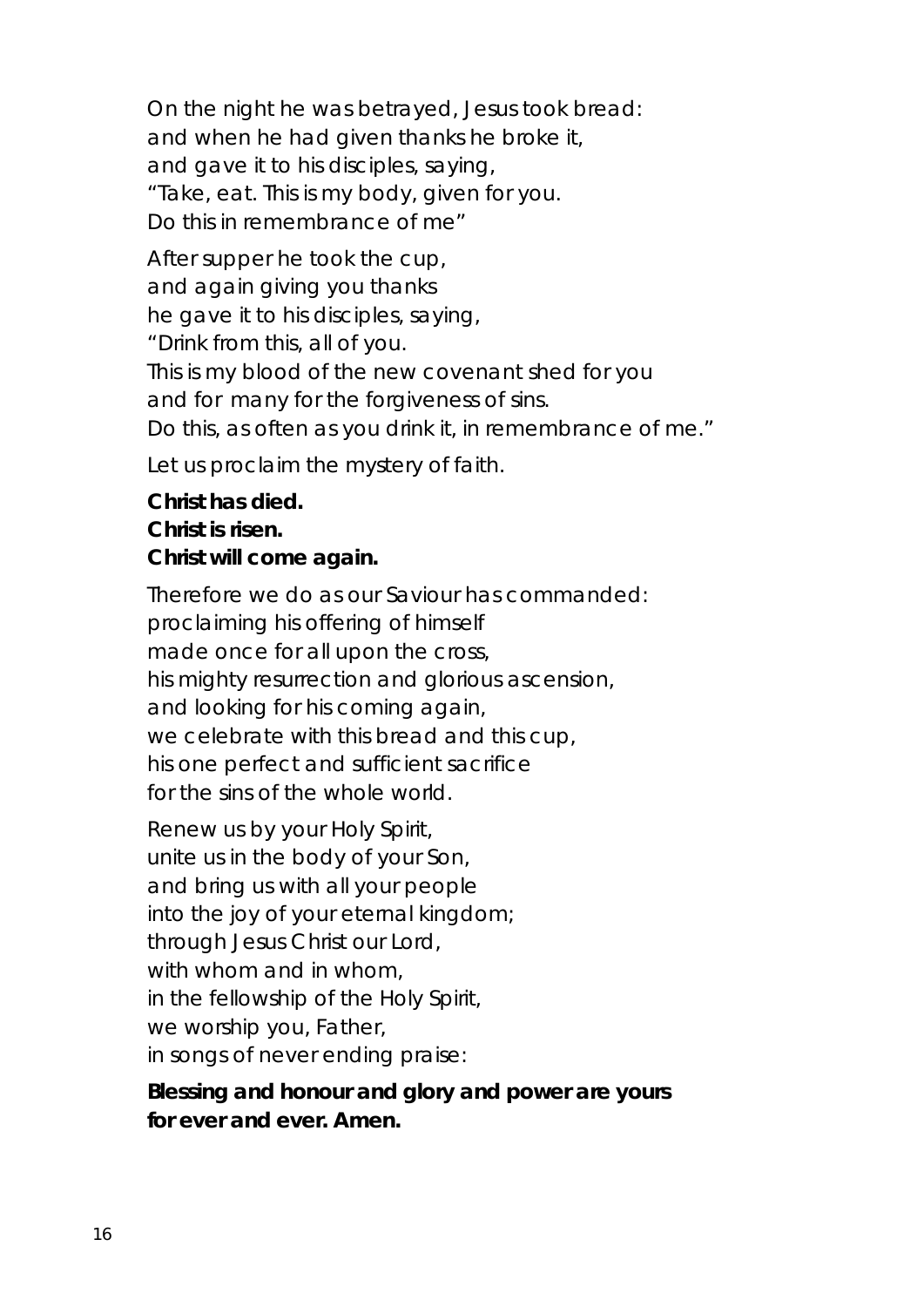On the night he was betrayed, Jesus took bread:
and when he had given thanks he broke it,
and gave it to his disciples, saying,
"Take, eat. This is my body, given for you.
Do this in remembrance of me"

After supper he took the cup,
and again giving you thanks
he gave it to his disciples, saying,
"Drink from this, all of you.
This is my blood of the new covenant shed for you
and for many for the forgiveness of sins.
Do this, as often as you drink it, in remembrance of me."

Let us proclaim the mystery of faith.

**Christ has died.**
**Christ is risen.**
**Christ will come again.**

Therefore we do as our Saviour has commanded:
proclaiming his offering of himself
made once for all upon the cross,
his mighty resurrection and glorious ascension,
and looking for his coming again,
we celebrate with this bread and this cup,
his one perfect and sufficient sacrifice
for the sins of the whole world.

Renew us by your Holy Spirit,
unite us in the body of your Son,
and bring us with all your people
into the joy of your eternal kingdom;
through Jesus Christ our Lord,
with whom and in whom,
in the fellowship of the Holy Spirit,
we worship you, Father,
in songs of never ending praise:

**Blessing and honour and glory and power are yours**
**for ever and ever. Amen.**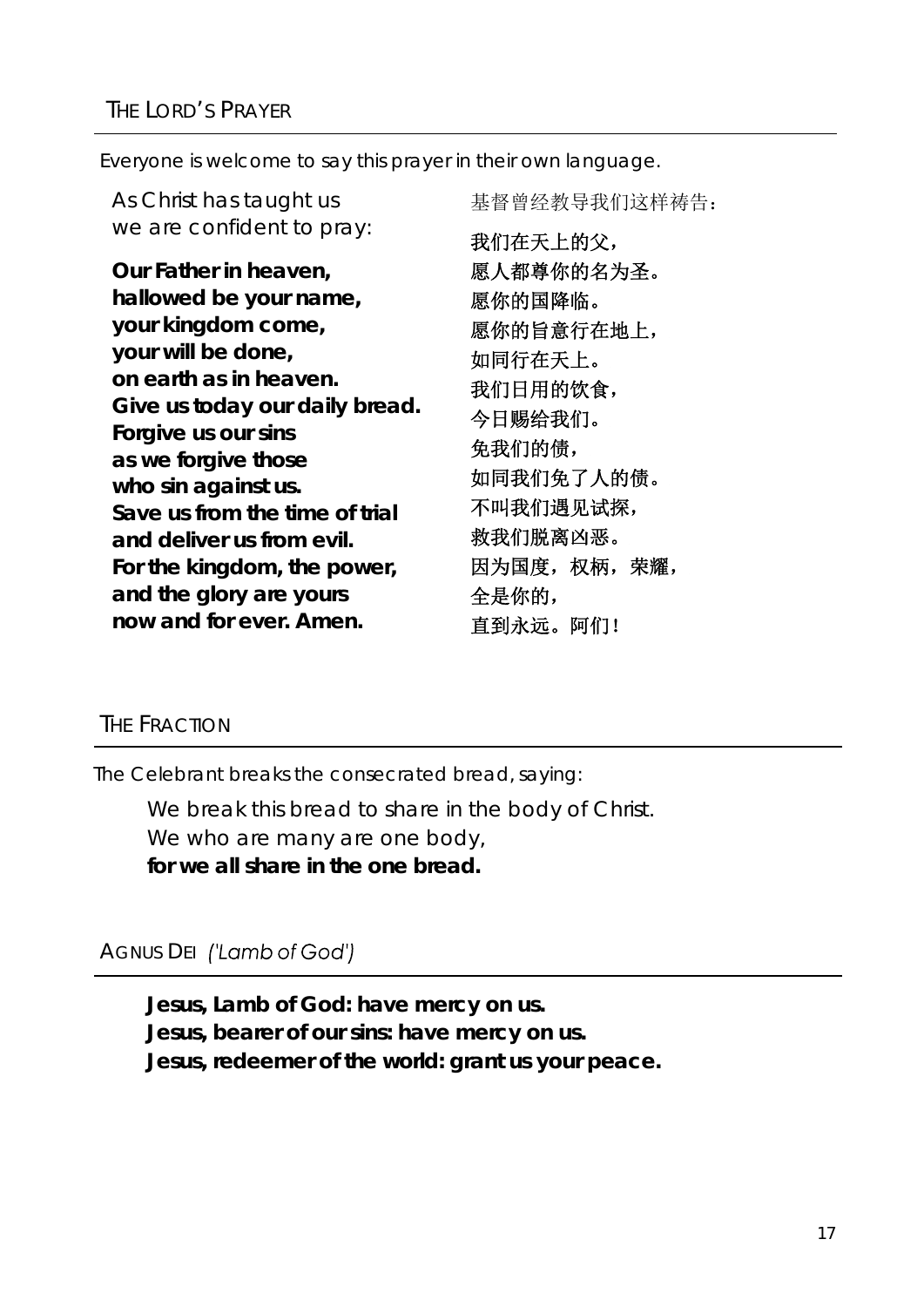## THE LORD'S PRAYER

*Everyone is welcome to say this prayer in their own language.*

As Christ has taught us
we are confident to pray:

**Our Father in heaven,**
**hallowed be your name,**
**your kingdom come,**
**your will be done,**
**on earth as in heaven.**
**Give us today our daily bread.**
**Forgive us our sins**
**as we forgive those**
**who sin against us.**
**Save us from the time of trial**
**and deliver us from evil.**
**For the kingdom, the power,**
**and the glory are yours**
**now and for ever. Amen.**

基督曾经教导我们这样祷告：

我们在天上的父，
愿人都尊你的名为圣。
愿你的国降临。
愿你的旨意行在地上，
如同行在天上。
我们日用的饮食，
今日赐给我们。
免我们的债，
如同我们免了人的债。
不叫我们遇见试探，
救我们脱离凶恶。
因为国度，权柄，荣耀，
全是你的，
直到永远。阿们！

## THE FRACTION

*The Celebrant breaks the consecrated bread, saying:*

We break this bread to share in the body of Christ.
We who are many are one body,
**for we all share in the one bread.**

## AGNUS DEI *('Lamb of God')*

**Jesus, Lamb of God: have mercy on us.**
**Jesus, bearer of our sins: have mercy on us.**
**Jesus, redeemer of the world: grant us your peace.**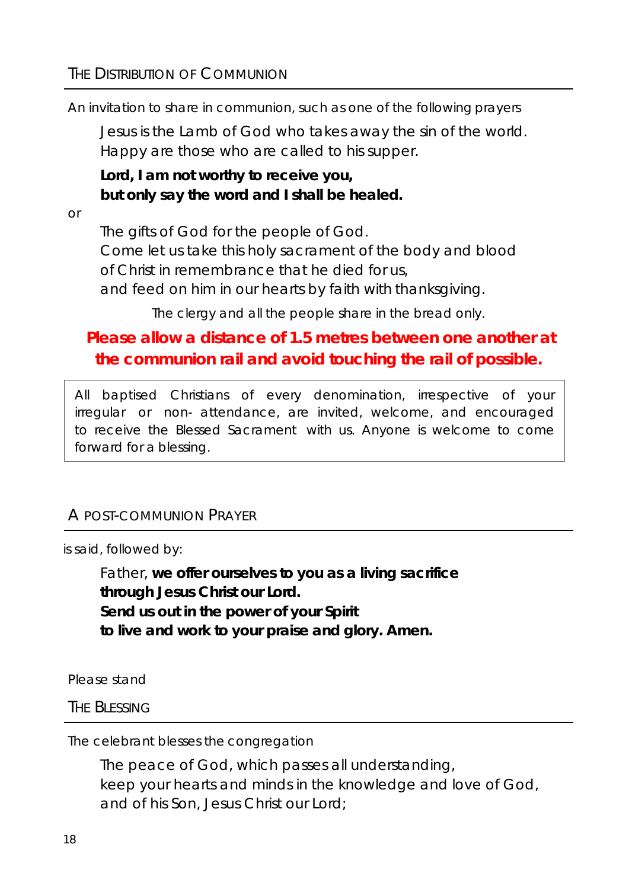## The Distribution of Communion

*An invitation to share in communion, such as one of the following prayers*

Jesus is the Lamb of God who takes away the sin of the world.
Happy are those who are called to his supper.

**Lord, I am not worthy to receive you,**
**but only say the word and I shall be healed.**

*or*

The gifts of God for the people of God.
Come let us take this holy sacrament of the body and blood of Christ in remembrance that he died for us,
and feed on him in our hearts by faith with thanksgiving.

*The clergy and all the people share in the bread only.*

**Please allow a distance of 1.5 metres between one another at the communion rail and avoid touching the rail of possible.**

All baptised Christians of every denomination, irrespective of your irregular or non- attendance, are invited, welcome, and encouraged to receive the Blessed Sacrament with us. Anyone is welcome to come forward for a blessing.

## A Post-Communion Prayer

*is said, followed by:*

Father, **we offer ourselves to you as a living sacrifice**
**through Jesus Christ our Lord.**
**Send us out in the power of your Spirit**
**to live and work to your praise and glory. Amen.**

*Please stand*

## The Blessing

*The celebrant blesses the congregation*

The peace of God, which passes all understanding,
keep your hearts and minds in the knowledge and love of God,
and of his Son, Jesus Christ our Lord;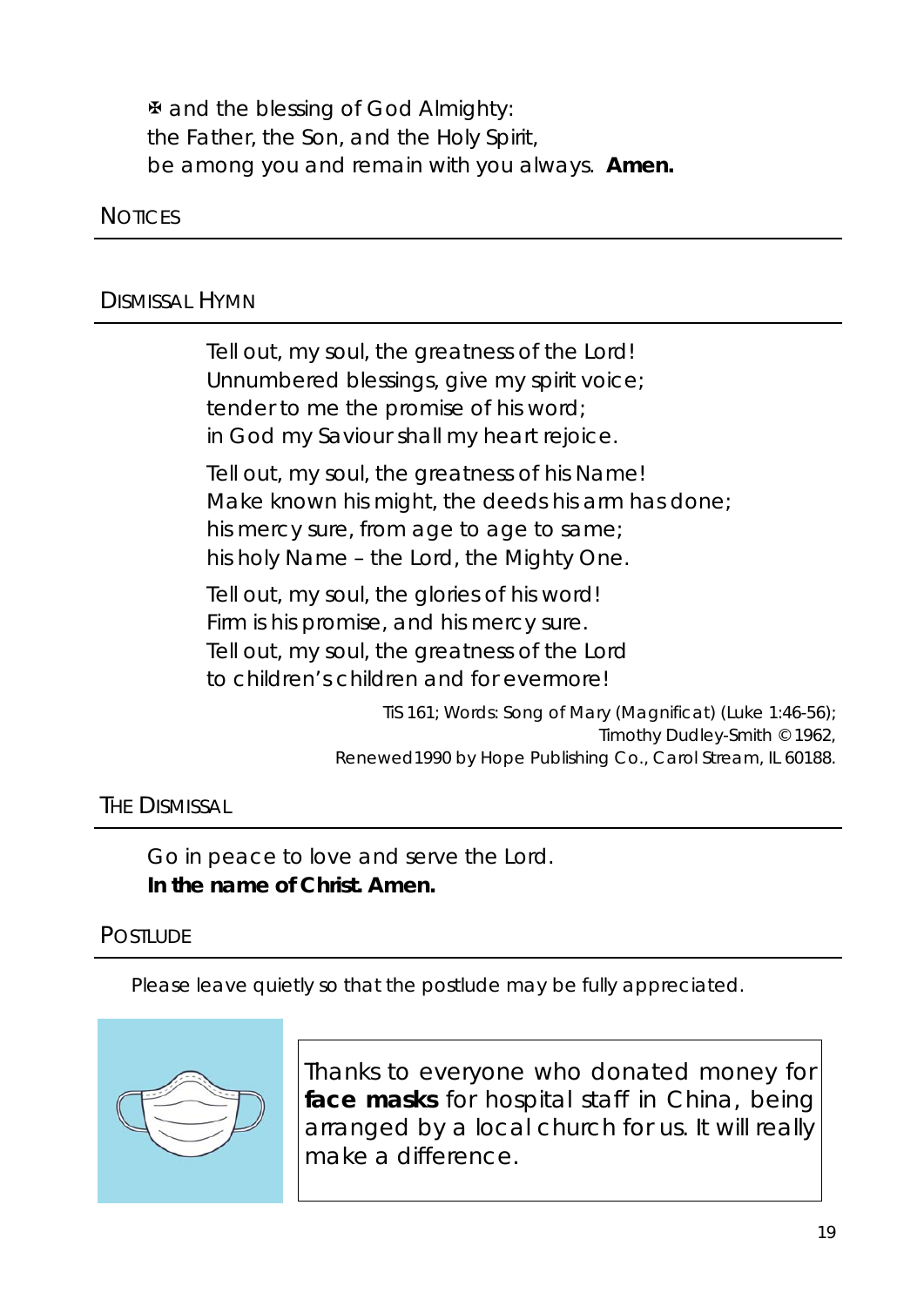✠ and the blessing of God Almighty:
the Father, the Son, and the Holy Spirit,
be among you and remain with you always. **Amen.**

## NOTICES

## DISMISSAL HYMN

Tell out, my soul, the greatness of the Lord!
Unnumbered blessings, give my spirit voice;
tender to me the promise of his word;
in God my Saviour shall my heart rejoice.

Tell out, my soul, the greatness of his Name!
Make known his might, the deeds his arm has done;
his mercy sure, from age to age to same;
his holy Name – the Lord, the Mighty One.

Tell out, my soul, the glories of his word!
Firm is his promise, and his mercy sure.
Tell out, my soul, the greatness of the Lord
to children's children and for evermore!

TiS 161; Words: Song of Mary (Magnificat) (Luke 1:46-56);
Timothy Dudley-Smith © 1962,
Renewed 1990 by Hope Publishing Co., Carol Stream, IL 60188.

## THE DISMISSAL

Go in peace to love and serve the Lord.
**In the name of Christ. Amen.**

## POSTLUDE

*Please leave quietly so that the postlude may be fully appreciated.*

Thanks to everyone who donated money for **face masks** for hospital staff in China, being arranged by a local church for us. It will really make a difference.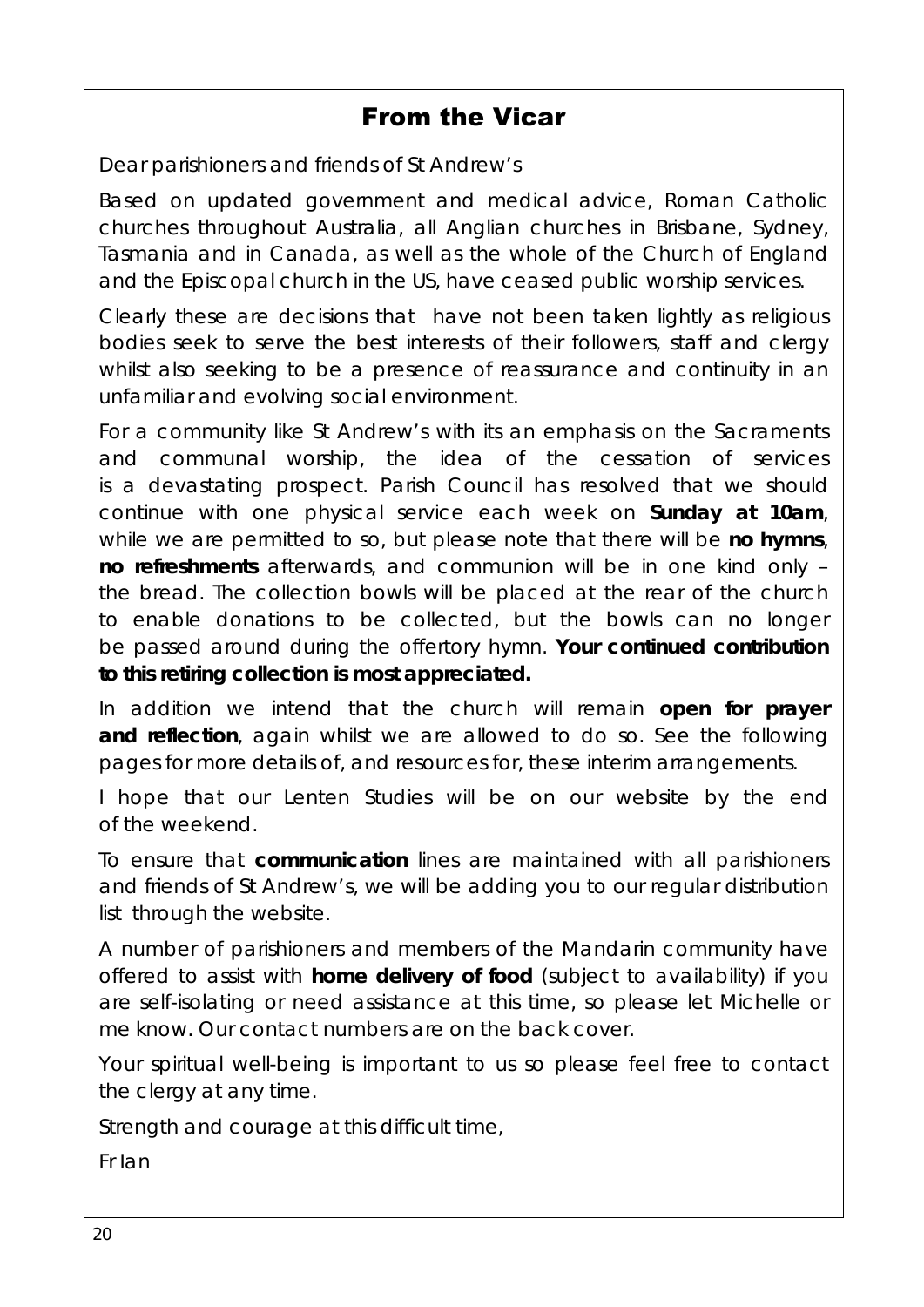# From the Vicar

*Dear parishioners and friends of St Andrew's*

*Based on updated government and medical advice, Roman Catholic churches throughout Australia, all Anglian churches in Brisbane, Sydney, Tasmania and in Canada, as well as the whole of the Church of England and the Episcopal church in the US, have ceased public worship services.*

*Clearly these are decisions that have not been taken lightly as religious bodies seek to serve the best interests of their followers, staff and clergy whilst also seeking to be a presence of reassurance and continuity in an unfamiliar and evolving social environment.*

*For a community like St Andrew's with its an emphasis on the Sacraments and communal worship, the idea of the cessation of services is a devastating prospect. Parish Council has resolved that we should continue with one physical service each week on* ***Sunday at 10am****, while we are permitted to so, but please note that there will be* ***no hymns****,* ***no refreshments*** *afterwards, and communion will be in one kind only – the bread. The collection bowls will be placed at the rear of the church to enable donations to be collected, but the bowls can no longer be passed around during the offertory hymn.* ***Your continued contribution to this retiring collection is most appreciated.***

*In addition we intend that the church will remain* ***open for prayer and reflection****, again whilst we are allowed to do so. See the following pages for more details of, and resources for, these interim arrangements.*

*I hope that our Lenten Studies will be on our website by the end of the weekend.*

*To ensure that* ***communication*** *lines are maintained with all parishioners and friends of St Andrew's, we will be adding you to our regular distribution list through the website.*

*A number of parishioners and members of the Mandarin community have offered to assist with* ***home delivery of food*** *(subject to availability) if you are self-isolating or need assistance at this time, so please let Michelle or me know. Our contact numbers are on the back cover.*

*Your spiritual well-being is important to us so please feel free to contact the clergy at any time.*

*Strength and courage at this difficult time,*

*Fr Ian*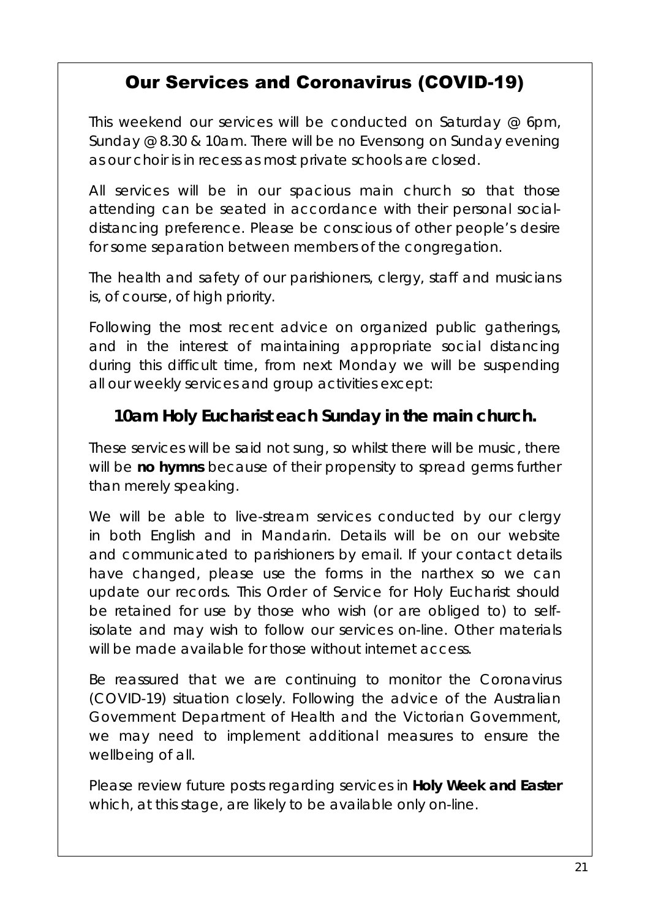# Our Services and Coronavirus (COVID-19)

This weekend our services will be conducted on Saturday @ 6pm, Sunday @ 8.30 & 10am. There will be no Evensong on Sunday evening as our choir is in recess as most private schools are closed.

All services will be in our spacious main church so that those attending can be seated in accordance with their personal social-distancing preference. Please be conscious of other people's desire for some separation between members of the congregation.

The health and safety of our parishioners, clergy, staff and musicians is, of course, of high priority.

Following the most recent advice on organized public gatherings, and in the interest of maintaining appropriate social distancing during this difficult time, from next Monday we will be suspending all our weekly services and group activities except:

### 10am Holy Eucharist each Sunday in the main church.

These services will be said not sung, so whilst there will be music, there will be **no hymns** because of their propensity to spread germs further than merely speaking.

We will be able to live-stream services conducted by our clergy in both English and in Mandarin. Details will be on our website and communicated to parishioners by email. If your contact details have changed, please use the forms in the narthex so we can update our records. This Order of Service for Holy Eucharist should be retained for use by those who wish (or are obliged to) to self-isolate and may wish to follow our services on-line. Other materials will be made available for those without internet access.

Be reassured that we are continuing to monitor the Coronavirus (COVID-19) situation closely. Following the advice of the Australian Government Department of Health and the Victorian Government, we may need to implement additional measures to ensure the wellbeing of all.

Please review future posts regarding services in **Holy Week and Easter** which, at this stage, are likely to be available only on-line.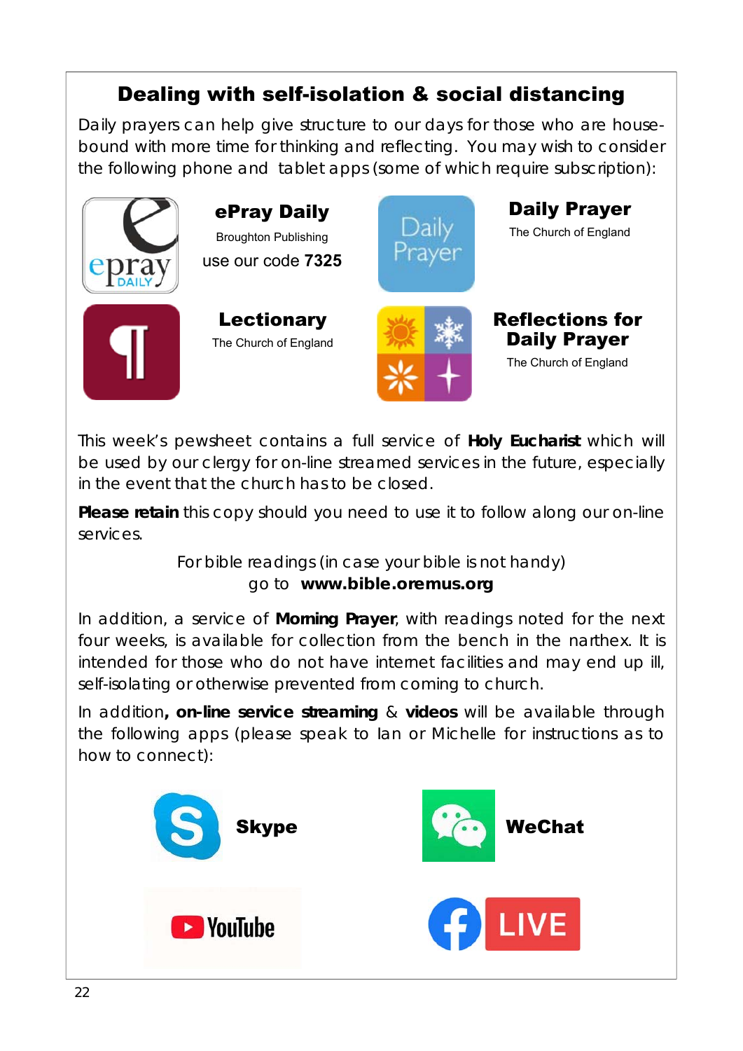## Dealing with self-isolation & social distancing

Daily prayers can help give structure to our days for those who are house-bound with more time for thinking and reflecting. You may wish to consider the following phone and tablet apps (some of which require subscription):

**ePray Daily**
Broughton Publishing
use our code **7325**

**Daily Prayer**
The Church of England

**Lectionary**
The Church of England

**Reflections for Daily Prayer**
The Church of England

This week's pewsheet contains a full service of **Holy Eucharist** which will be used by our clergy for on-line streamed services in the future, especially in the event that the church has to be closed.

**Please retain** this copy should you need to use it to follow along our on-line services.

For bible readings (in case your bible is not handy)
go to **www.bible.oremus.org**

In addition, a service of **Morning Prayer**, with readings noted for the next four weeks, is available for collection from the bench in the narthex. It is intended for those who do not have internet facilities and may end up ill, self-isolating or otherwise prevented from coming to church.

In addition**, on-line service streaming** & **videos** will be available through the following apps (please speak to Ian or Michelle for instructions as to how to connect):

**Skype**

**WeChat**

YouTube

Facebook LIVE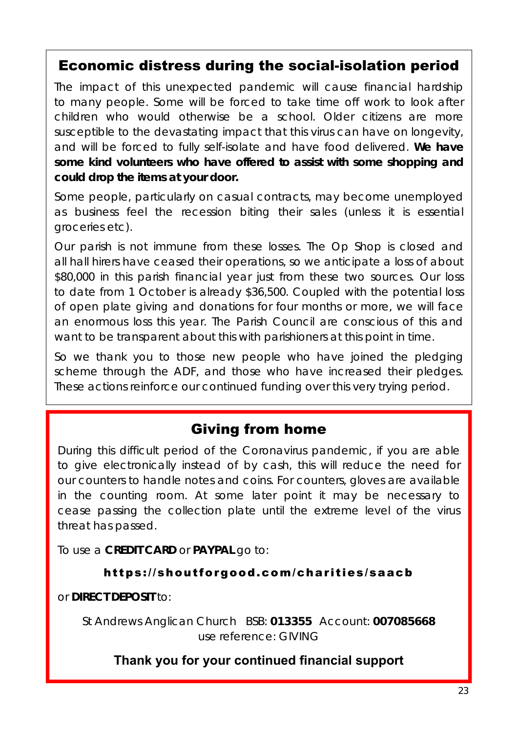## Economic distress during the social-isolation period

The impact of this unexpected pandemic will cause financial hardship to many people. Some will be forced to take time off work to look after children who would otherwise be a school. Older citizens are more susceptible to the devastating impact that this virus can have on longevity, and will be forced to fully self-isolate and have food delivered. **We have some kind volunteers who have offered to assist with some shopping and could drop the items at your door.**

Some people, particularly on casual contracts, may become unemployed as business feel the recession biting their sales (unless it is essential groceries etc).

Our parish is not immune from these losses. The Op Shop is closed and all hall hirers have ceased their operations, so we anticipate a loss of about $80,000 in this parish financial year just from these two sources. Our loss to date from 1 October is already $36,500. Coupled with the potential loss of open plate giving and donations for four months or more, we will face an enormous loss this year. The Parish Council are conscious of this and want to be transparent about this with parishioners at this point in time.

So we thank you to those new people who have joined the pledging scheme through the ADF, and those who have increased their pledges. These actions reinforce our continued funding over this very trying period.

## Giving from home

During this difficult period of the Coronavirus pandemic, if you are able to give electronically instead of by cash, this will reduce the need for our counters to handle notes and coins. For counters, gloves are available in the counting room. At some later point it may be necessary to cease passing the collection plate until the extreme level of the virus threat has passed.

To use a **CREDIT CARD** or **PAYPAL** go to:

**https://shoutforgood.com/charities/saacb**

or **DIRECT DEPOSIT** to:

St Andrews Anglican Church BSB: **013355** Account: **007085668**
use reference: GIVING

**Thank you for your continued financial support**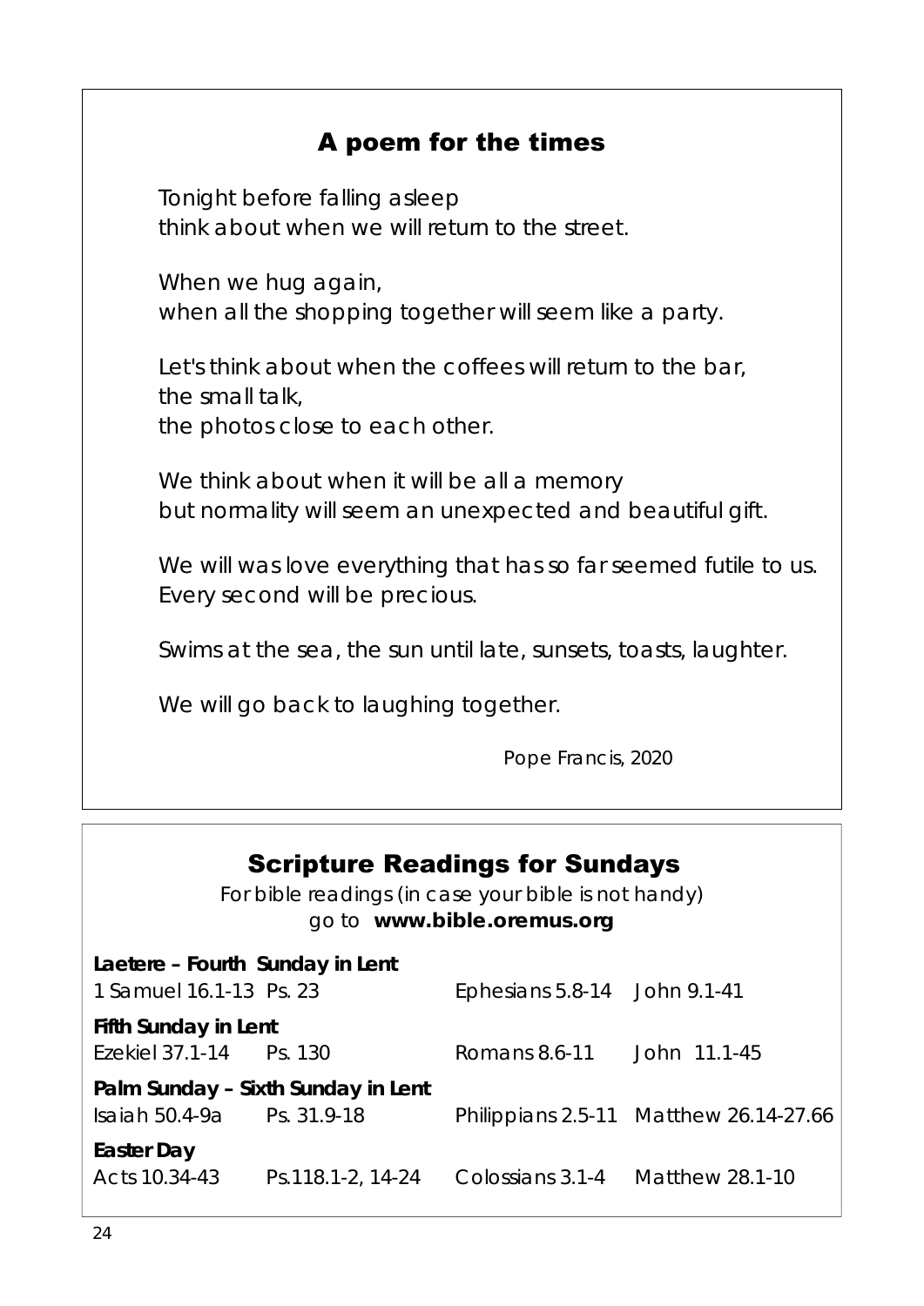## A poem for the times

*Tonight before falling asleep*
*think about when we will return to the street.*

*When we hug again,*
*when all the shopping together will seem like a party.*

*Let's think about when the coffees will return to the bar,*
*the small talk,*
*the photos close to each other.*

*We think about when it will be all a memory*
*but normality will seem an unexpected and beautiful gift.*

*We will was love everything that has so far seemed futile to us.*
*Every second will be precious.*

*Swims at the sea, the sun until late, sunsets, toasts, laughter.*

*We will go back to laughing together.*

*Pope Francis, 2020*

## Scripture Readings for Sundays

*For bible readings (in case your bible is not handy)*
*go to* **www.bible.oremus.org**

**Laetere – Fourth Sunday in Lent**

| | | | |
|---|---|---|---|
| 1 Samuel 16.1-13 | Ps. 23 | Ephesians 5.8-14 | John 9.1-41 |

**Fifth Sunday in Lent**

| | | | |
|---|---|---|---|
| Ezekiel 37.1-14 | Ps. 130 | Romans 8.6-11 | John 11.1-45 |

**Palm Sunday – Sixth Sunday in Lent**

| | | | |
|---|---|---|---|
| Isaiah 50.4-9a | Ps. 31.9-18 | Philippians 2.5-11 | Matthew 26.14-27.66 |

**Easter Day**

| | | | |
|---|---|---|---|
| Acts 10.34-43 | Ps.118.1-2, 14-24 | Colossians 3.1-4 | Matthew 28.1-10 |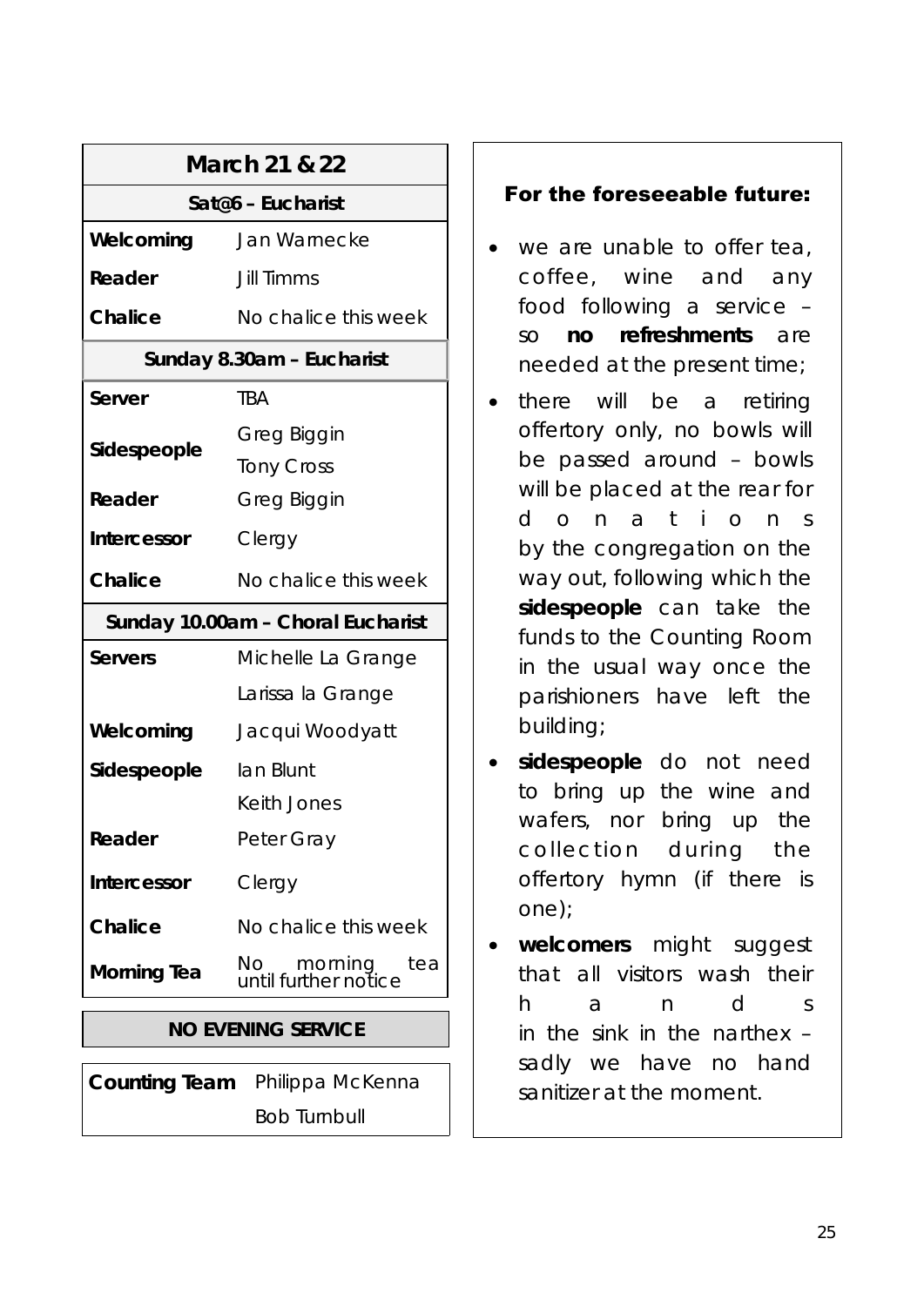| March 21 & 22 | |
|---|---|
| **Sat@6 – Eucharist** | |
| **Welcoming** | Jan Warnecke |
| **Reader** | Jill Timms |
| **Chalice** | No chalice this week |
| **Sunday 8.30am – Eucharist** | |
| **Server** | TBA |
| **Sidespeople** | Greg Biggin<br>Tony Cross |
| **Reader** | Greg Biggin |
| **Intercessor** | Clergy |
| **Chalice** | No chalice this week |
| **Sunday 10.00am – Choral Eucharist** | |
| **Servers** | Michelle La Grange<br>Larissa la Grange |
| **Welcoming** | Jacqui Woodyatt |
| **Sidespeople** | Ian Blunt<br>Keith Jones |
| **Reader** | Peter Gray |
| **Intercessor** | Clergy |
| **Chalice** | No chalice this week |
| **Morning Tea** | No morning tea until further notice |

**NO EVENING SERVICE**

| **Counting Team** | Philippa McKenna<br>Bob Turnbull |
|---|---|

### For the foreseeable future:

- we are unable to offer tea, coffee, wine and any food following a service – so **no refreshments** are needed at the present time;
- there will be a retiring offertory only, no bowls will be passed around – bowls will be placed at the rear for donations by the congregation on the way out, following which the **sidespeople** can take the funds to the Counting Room in the usual way once the parishioners have left the building;
- **sidespeople** do not need to bring up the wine and wafers, nor bring up the collection during the offertory hymn (if there is one);
- **welcomers** might suggest that all visitors wash their hands in the sink in the narthex – sadly we have no hand sanitizer at the moment.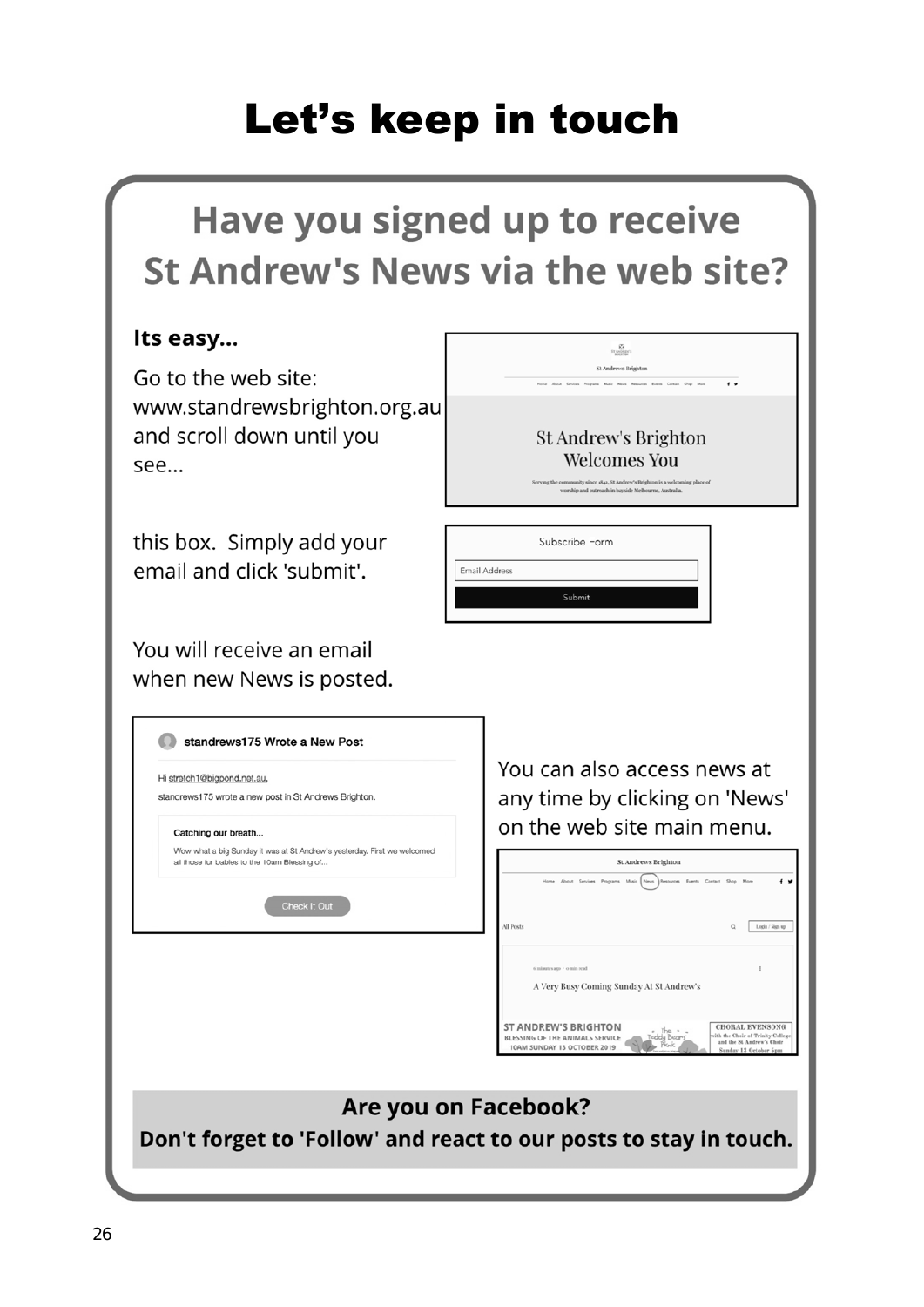# Let's keep in touch

## Have you signed up to receive St Andrew's News via the web site?

**Its easy...**

Go to the web site: www.standrewsbrighton.org.au and scroll down until you see...

St Andrew's Brighton Welcomes You

this box. Simply add your email and click 'submit'.

Subscribe Form

Email Address

Submit

You will receive an email when new News is posted.

standrews175 Wrote a New Post

Hi stretch1@bigpond.net.au,

standrews175 wrote a new post in St Andrews Brighton.

Catching our breath...

Wow what a big Sunday it was at St Andrew's yesterday. First we welcomed all those for babies to the 10am Blessing of...

Check It Out

You can also access news at any time by clicking on 'News' on the web site main menu.

**Are you on Facebook?**

**Don't forget to 'Follow' and react to our posts to stay in touch.**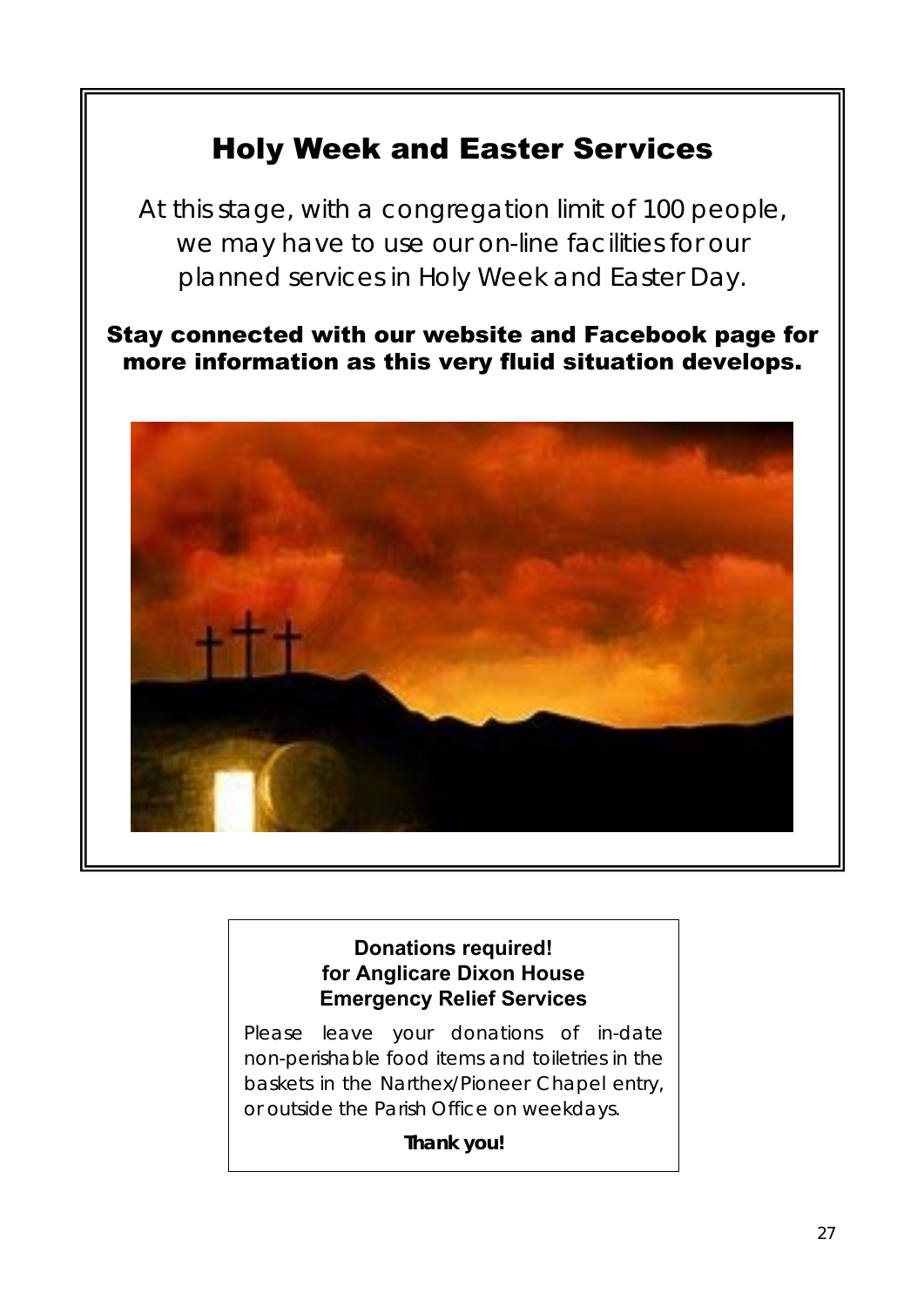# Holy Week and Easter Services

At this stage, with a congregation limit of 100 people, we may have to use our on-line facilities for our planned services in Holy Week and Easter Day.

**Stay connected with our website and Facebook page for more information as this very fluid situation develops.**

**Donations required!**
**for Anglicare Dixon House**
**Emergency Relief Services**

Please leave your donations of in-date non-perishable food items and toiletries in the baskets in the Narthex/Pioneer Chapel entry, or outside the Parish Office on weekdays.

***Thank you!***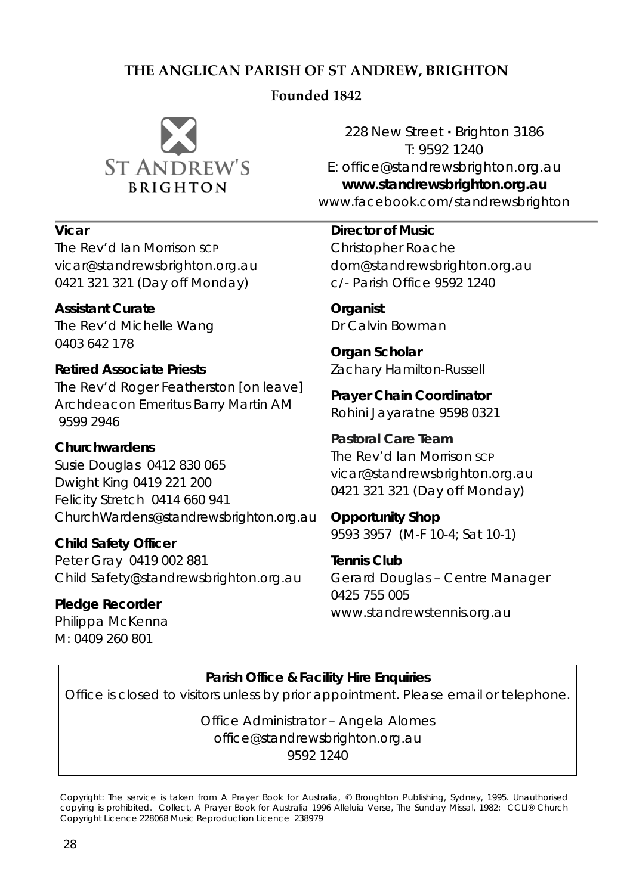# THE ANGLICAN PARISH OF ST ANDREW, BRIGHTON

## Founded 1842

ST ANDREW'S
BRIGHTON

228 New Street · Brighton 3186
T: 9592 1240
E: office@standrewsbrighton.org.au
**www.standrewsbrighton.org.au**
www.facebook.com/standrewsbrighton

**Vicar**
The Rev'd Ian Morrison SCP
vicar@standrewsbrighton.org.au
0421 321 321 (Day off Monday)

**Assistant Curate**
The Rev'd Michelle Wang
0403 642 178

**Retired Associate Priests**
The Rev'd Roger Featherston [on leave]
Archdeacon Emeritus Barry Martin AM
9599 2946

**Churchwardens**
Susie Douglas 0412 830 065
Dwight King 0419 221 200
Felicity Stretch 0414 660 941
ChurchWardens@standrewsbrighton.org.au

**Child Safety Officer**
Peter Gray 0419 002 881
Child Safety@standrewsbrighton.org.au

**Pledge Recorder**
Philippa McKenna
M: 0409 260 801

**Director of Music**
Christopher Roache
dom@standrewsbrighton.org.au
c/- Parish Office 9592 1240

**Organist**
Dr Calvin Bowman

**Organ Scholar**
Zachary Hamilton-Russell

**Prayer Chain Coordinator**
Rohini Jayaratne 9598 0321

**Pastoral Care Team**
The Rev'd Ian Morrison SCP
vicar@standrewsbrighton.org.au
0421 321 321 (Day off Monday)

**Opportunity Shop**
9593 3957 (M-F 10-4; Sat 10-1)

**Tennis Club**
Gerard Douglas – Centre Manager
0425 755 005
www.standrewstennis.org.au

**Parish Office & Facility Hire Enquiries**
Office is closed to visitors unless by prior appointment. Please email or telephone.

Office Administrator – Angela Alomes
office@standrewsbrighton.org.au
9592 1240

Copyright: The service is taken from A Prayer Book for Australia, © Broughton Publishing, Sydney, 1995. Unauthorised copying is prohibited. Collect, A Prayer Book for Australia 1996 Alleluia Verse, The Sunday Missal, 1982; CCLI® Church Copyright Licence 228068 Music Reproduction Licence 238979